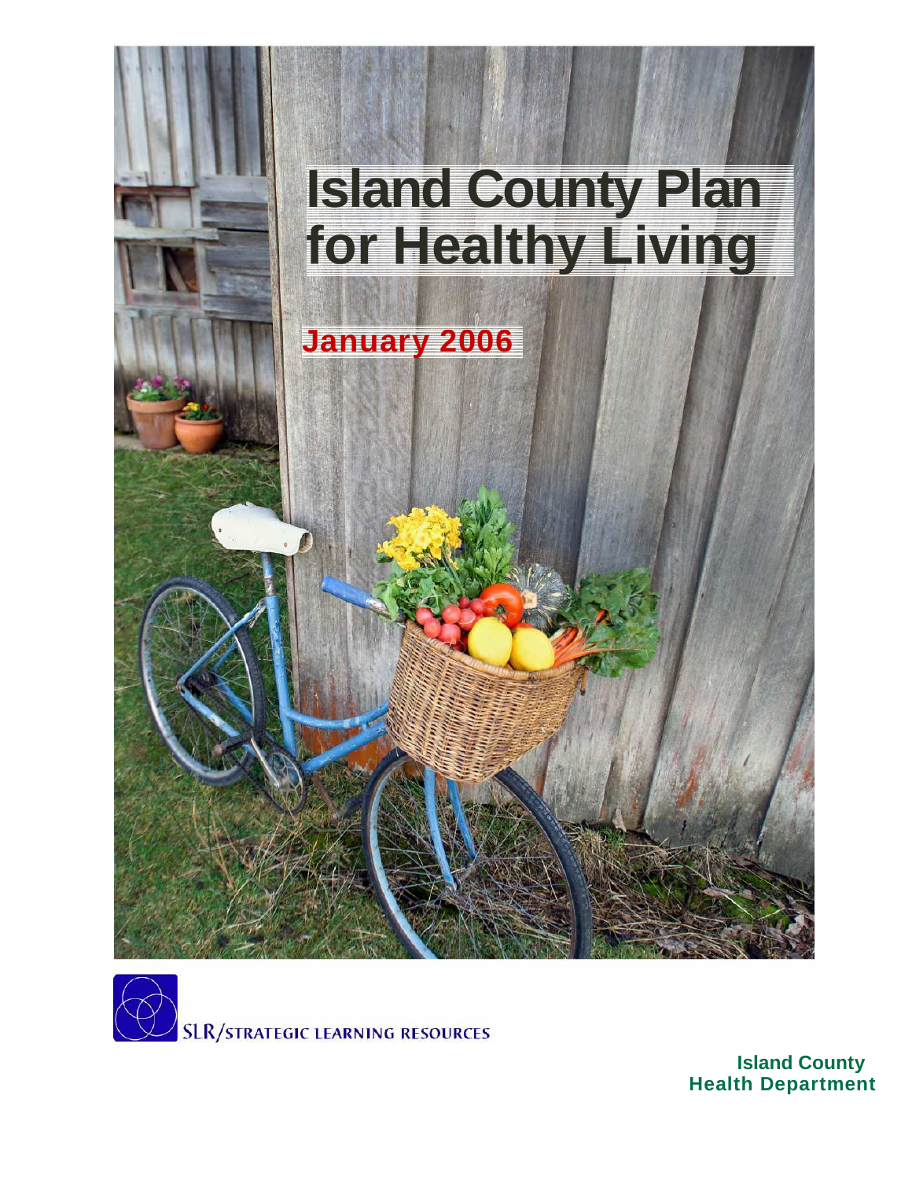# Island County Plan for Healthy Living

**January 2006**

SLR/STRATEGIC LEARNING RESOURCES

**Island County Health Department**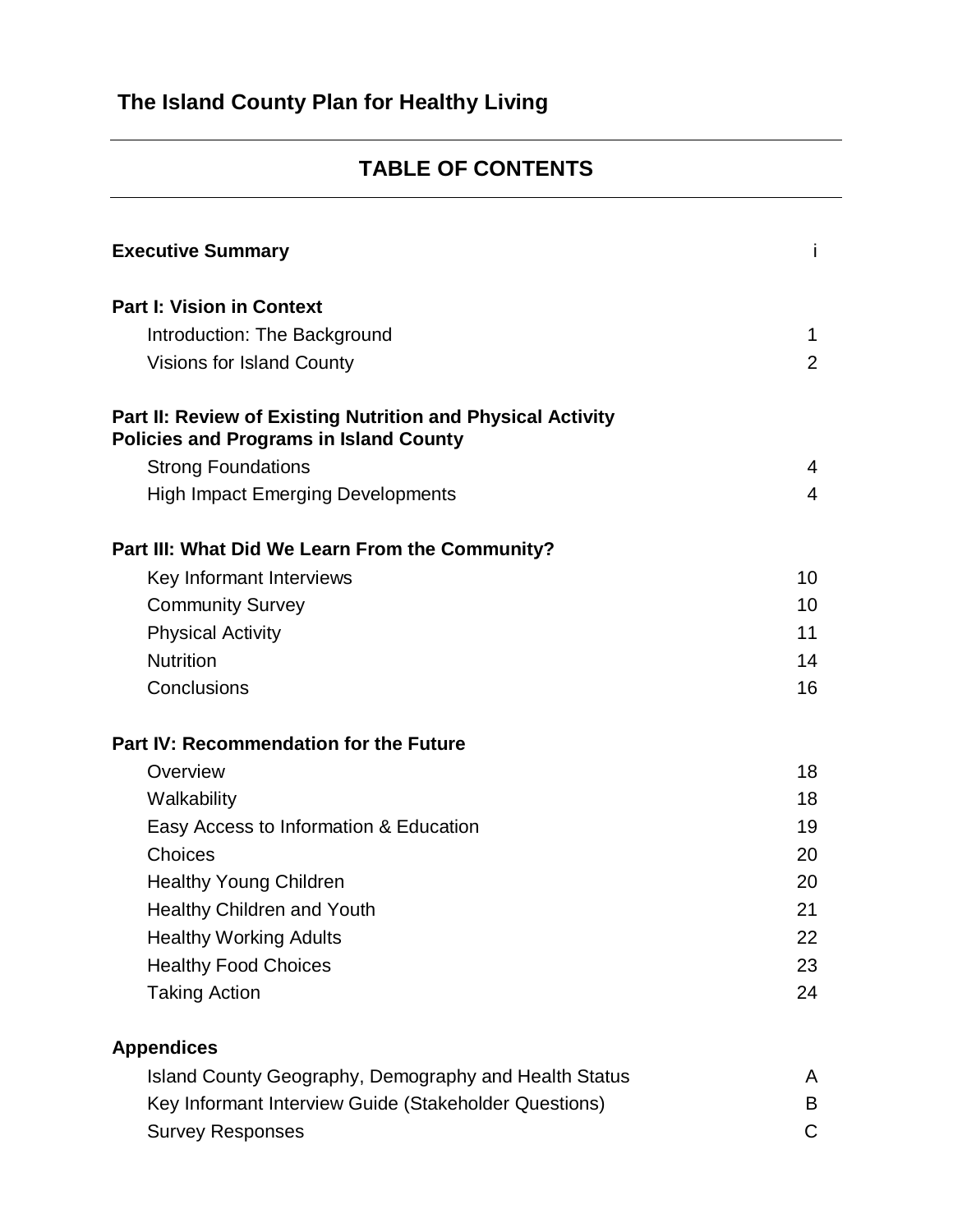# The Island County Plan for Healthy Living

## TABLE OF CONTENTS

| | |
|---|---|
| **Executive Summary** | i |
| **Part I: Vision in Context** | |
| Introduction: The Background | 1 |
| Visions for Island County | 2 |
| **Part II: Review of Existing Nutrition and Physical Activity Policies and Programs in Island County** | |
| Strong Foundations | 4 |
| High Impact Emerging Developments | 4 |
| **Part III: What Did We Learn From the Community?** | |
| Key Informant Interviews | 10 |
| Community Survey | 10 |
| Physical Activity | 11 |
| Nutrition | 14 |
| Conclusions | 16 |
| **Part IV: Recommendation for the Future** | |
| Overview | 18 |
| Walkability | 18 |
| Easy Access to Information & Education | 19 |
| Choices | 20 |
| Healthy Young Children | 20 |
| Healthy Children and Youth | 21 |
| Healthy Working Adults | 22 |
| Healthy Food Choices | 23 |
| Taking Action | 24 |
| **Appendices** | |
| Island County Geography, Demography and Health Status | A |
| Key Informant Interview Guide (Stakeholder Questions) | B |
| Survey Responses | C |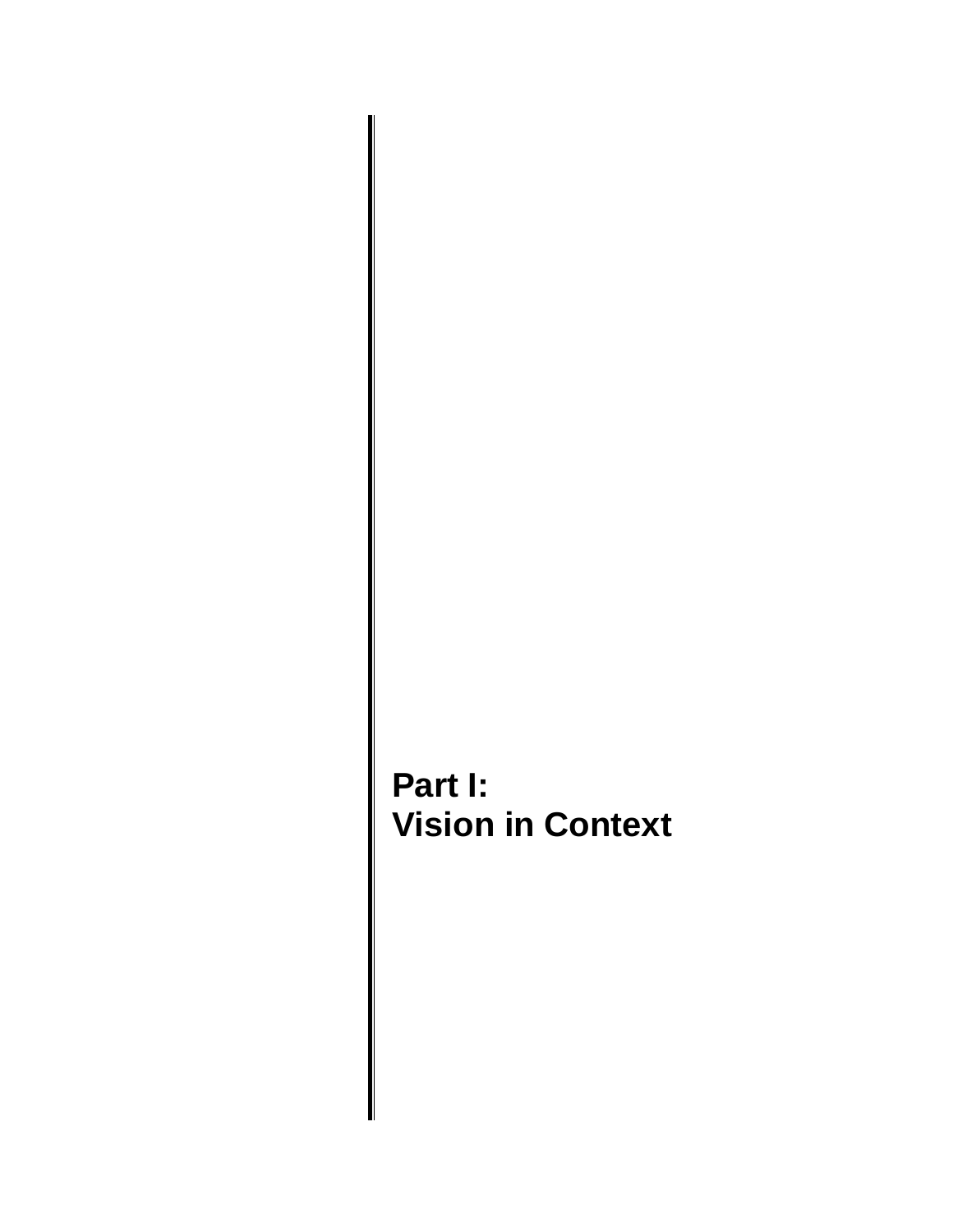# Part I:
# Vision in Context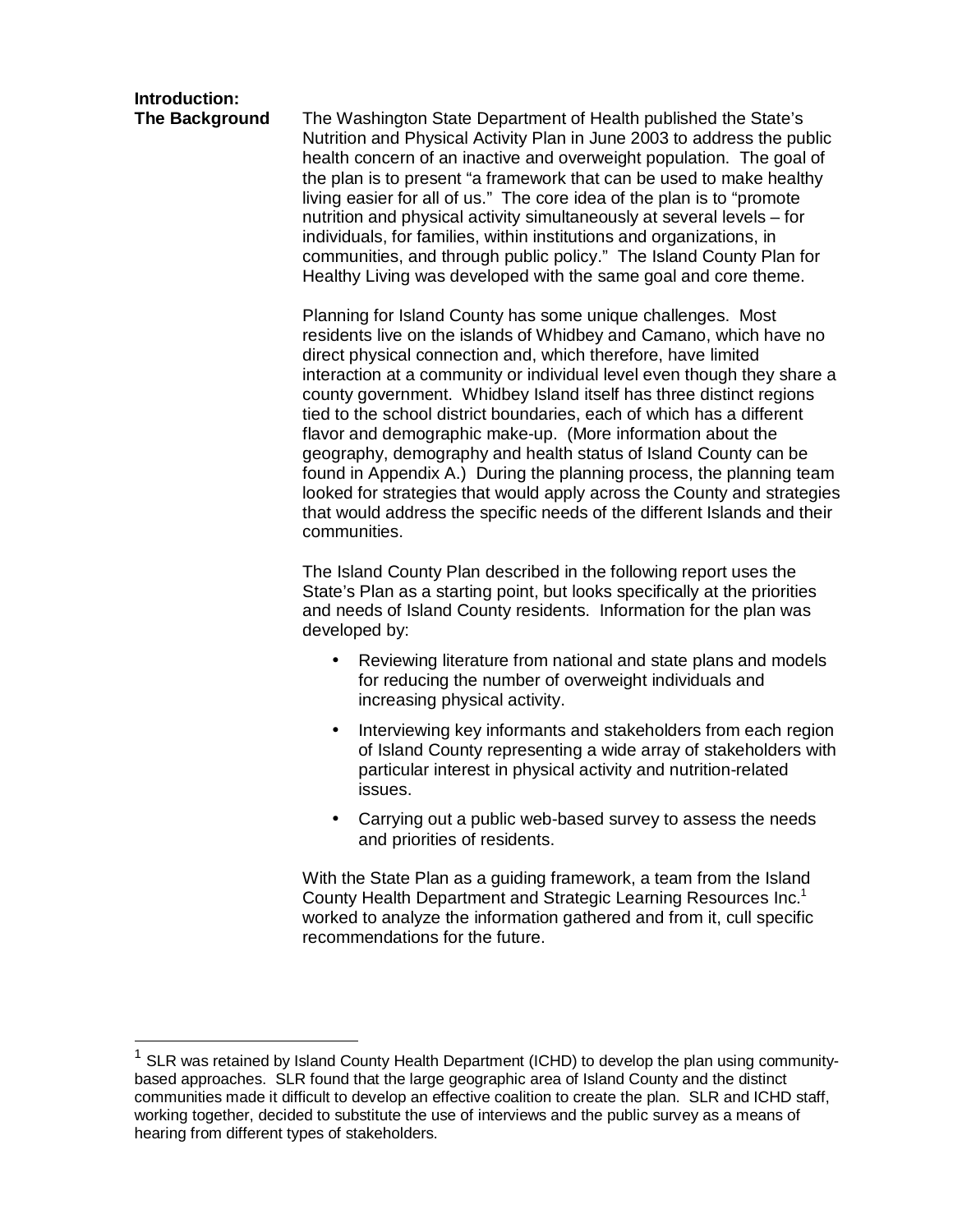## Introduction:

### The Background

The Washington State Department of Health published the State's Nutrition and Physical Activity Plan in June 2003 to address the public health concern of an inactive and overweight population. The goal of the plan is to present "a framework that can be used to make healthy living easier for all of us." The core idea of the plan is to "promote nutrition and physical activity simultaneously at several levels – for individuals, for families, within institutions and organizations, in communities, and through public policy." The Island County Plan for Healthy Living was developed with the same goal and core theme.

Planning for Island County has some unique challenges. Most residents live on the islands of Whidbey and Camano, which have no direct physical connection and, which therefore, have limited interaction at a community or individual level even though they share a county government. Whidbey Island itself has three distinct regions tied to the school district boundaries, each of which has a different flavor and demographic make-up. (More information about the geography, demography and health status of Island County can be found in Appendix A.) During the planning process, the planning team looked for strategies that would apply across the County and strategies that would address the specific needs of the different Islands and their communities.

The Island County Plan described in the following report uses the State's Plan as a starting point, but looks specifically at the priorities and needs of Island County residents. Information for the plan was developed by:

- Reviewing literature from national and state plans and models for reducing the number of overweight individuals and increasing physical activity.
- Interviewing key informants and stakeholders from each region of Island County representing a wide array of stakeholders with particular interest in physical activity and nutrition-related issues.
- Carrying out a public web-based survey to assess the needs and priorities of residents.

With the State Plan as a guiding framework, a team from the Island County Health Department and Strategic Learning Resources Inc.[1] worked to analyze the information gathered and from it, cull specific recommendations for the future.

---

[1] SLR was retained by Island County Health Department (ICHD) to develop the plan using community-based approaches. SLR found that the large geographic area of Island County and the distinct communities made it difficult to develop an effective coalition to create the plan. SLR and ICHD staff, working together, decided to substitute the use of interviews and the public survey as a means of hearing from different types of stakeholders.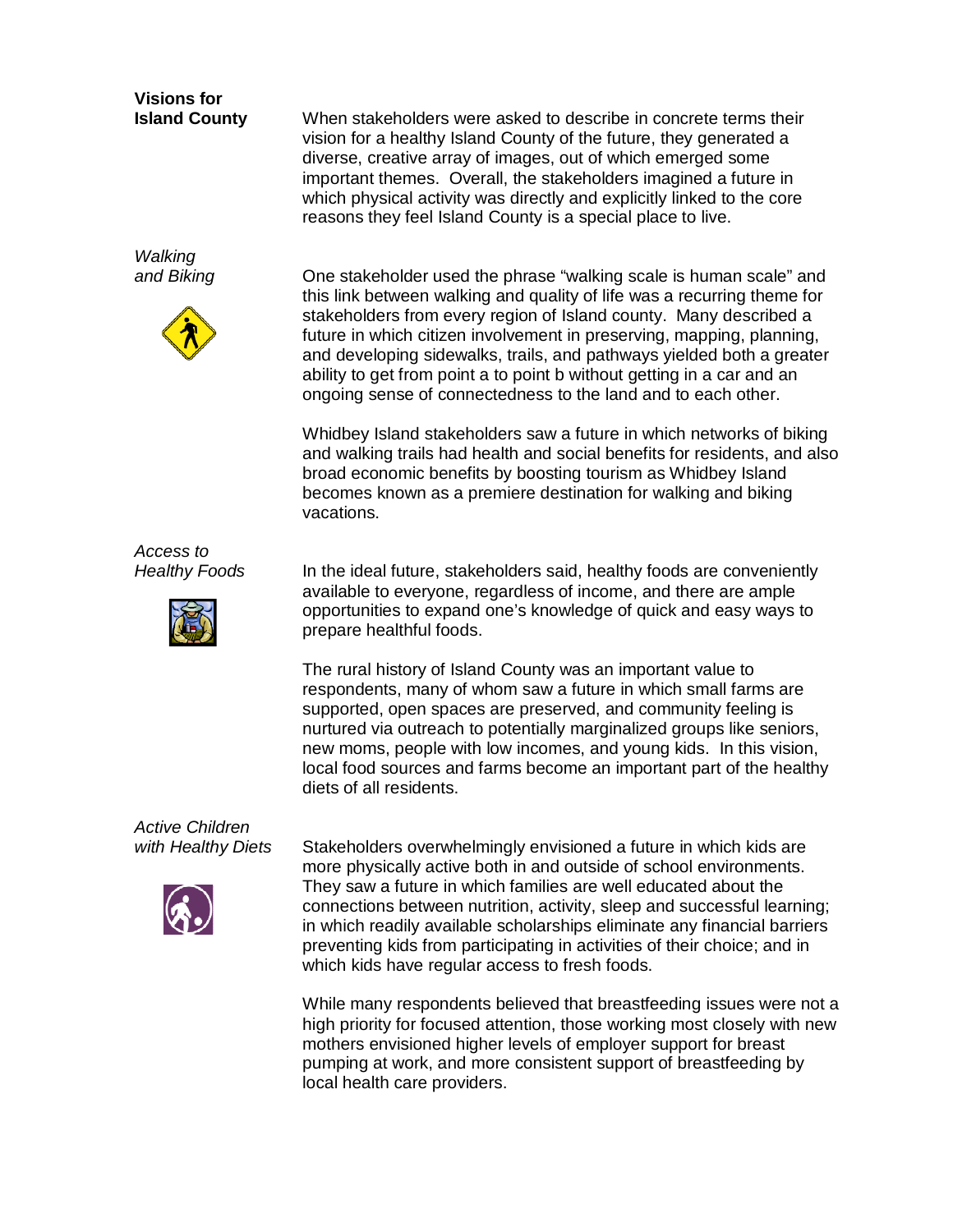## Visions for Island County

When stakeholders were asked to describe in concrete terms their vision for a healthy Island County of the future, they generated a diverse, creative array of images, out of which emerged some important themes. Overall, the stakeholders imagined a future in which physical activity was directly and explicitly linked to the core reasons they feel Island County is a special place to live.

### *Walking and Biking*

One stakeholder used the phrase "walking scale is human scale" and this link between walking and quality of life was a recurring theme for stakeholders from every region of Island county. Many described a future in which citizen involvement in preserving, mapping, planning, and developing sidewalks, trails, and pathways yielded both a greater ability to get from point a to point b without getting in a car and an ongoing sense of connectedness to the land and to each other.

Whidbey Island stakeholders saw a future in which networks of biking and walking trails had health and social benefits for residents, and also broad economic benefits by boosting tourism as Whidbey Island becomes known as a premiere destination for walking and biking vacations.

### *Access to Healthy Foods*

In the ideal future, stakeholders said, healthy foods are conveniently available to everyone, regardless of income, and there are ample opportunities to expand one's knowledge of quick and easy ways to prepare healthful foods.

The rural history of Island County was an important value to respondents, many of whom saw a future in which small farms are supported, open spaces are preserved, and community feeling is nurtured via outreach to potentially marginalized groups like seniors, new moms, people with low incomes, and young kids. In this vision, local food sources and farms become an important part of the healthy diets of all residents.

### *Active Children with Healthy Diets*

Stakeholders overwhelmingly envisioned a future in which kids are more physically active both in and outside of school environments. They saw a future in which families are well educated about the connections between nutrition, activity, sleep and successful learning; in which readily available scholarships eliminate any financial barriers preventing kids from participating in activities of their choice; and in which kids have regular access to fresh foods.

While many respondents believed that breastfeeding issues were not a high priority for focused attention, those working most closely with new mothers envisioned higher levels of employer support for breast pumping at work, and more consistent support of breastfeeding by local health care providers.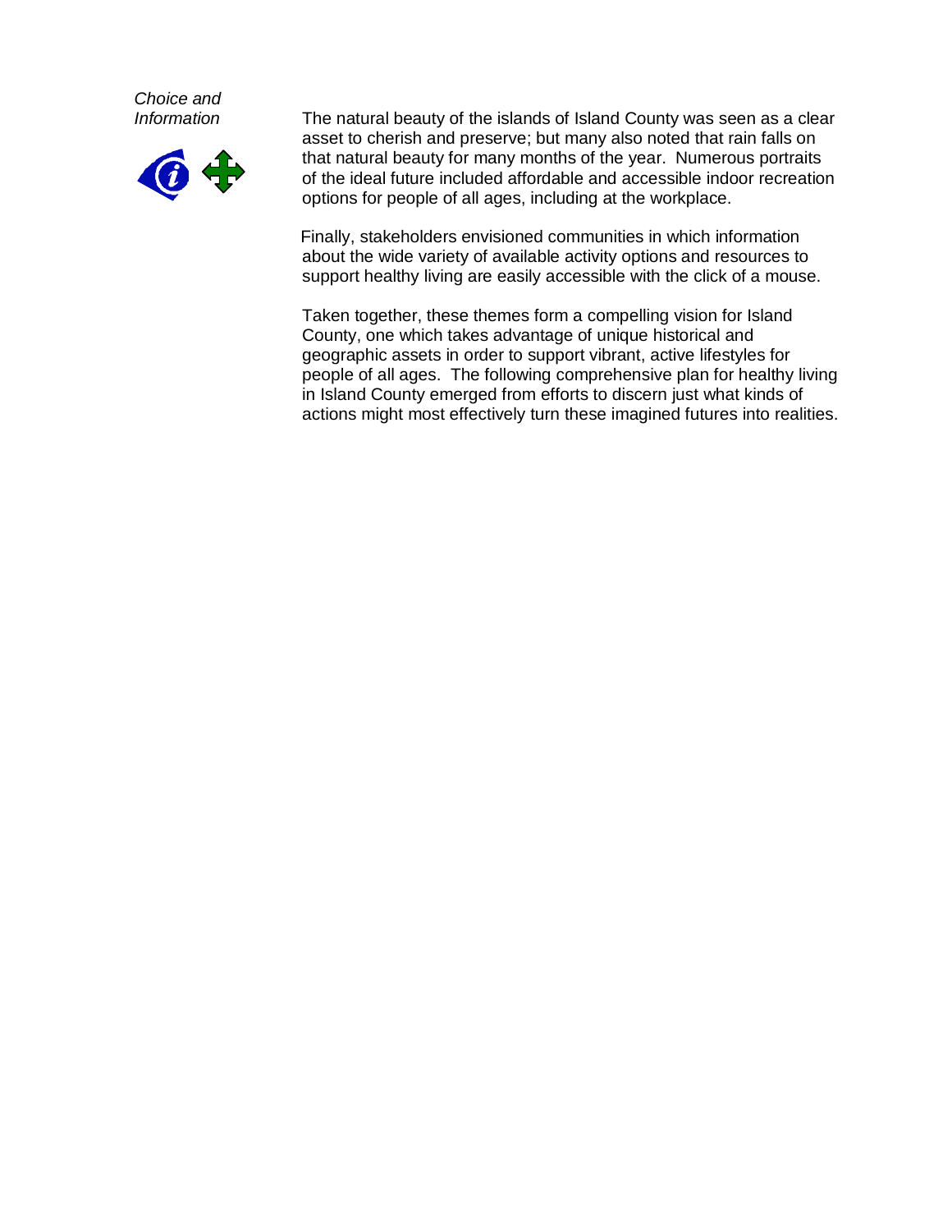*Choice and Information*

The natural beauty of the islands of Island County was seen as a clear asset to cherish and preserve; but many also noted that rain falls on that natural beauty for many months of the year. Numerous portraits of the ideal future included affordable and accessible indoor recreation options for people of all ages, including at the workplace.

Finally, stakeholders envisioned communities in which information about the wide variety of available activity options and resources to support healthy living are easily accessible with the click of a mouse.

Taken together, these themes form a compelling vision for Island County, one which takes advantage of unique historical and geographic assets in order to support vibrant, active lifestyles for people of all ages. The following comprehensive plan for healthy living in Island County emerged from efforts to discern just what kinds of actions might most effectively turn these imagined futures into realities.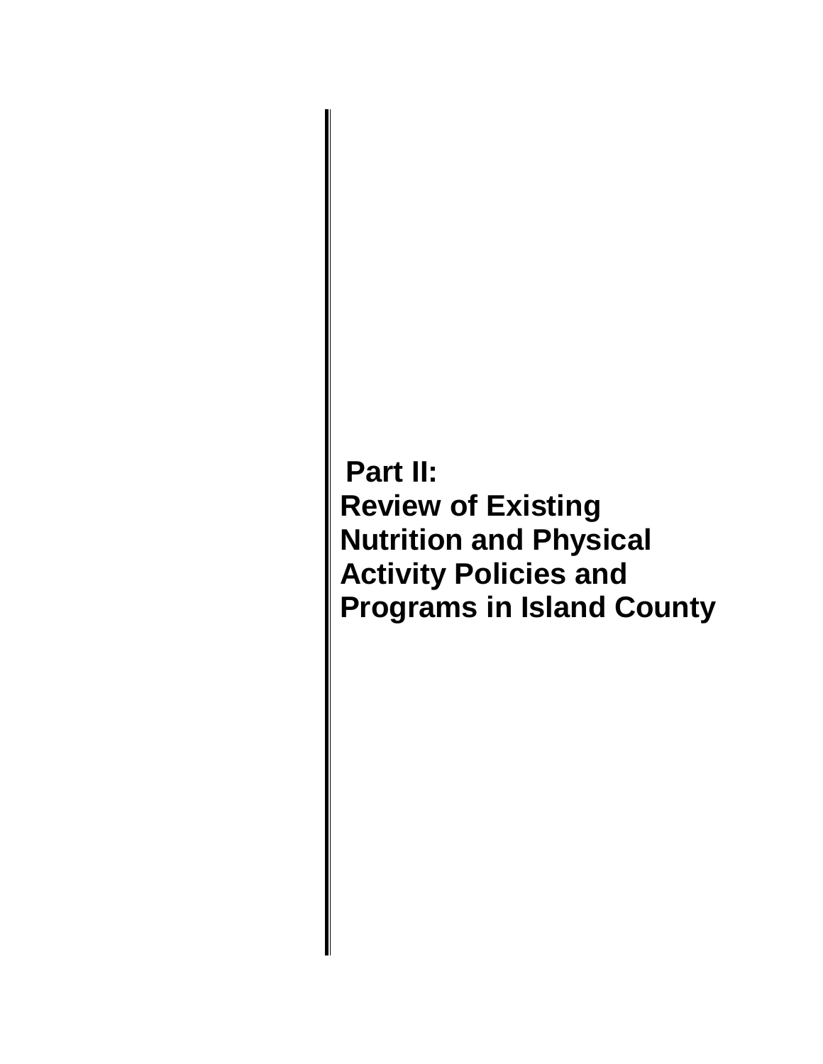# Part II:
# Review of Existing Nutrition and Physical Activity Policies and Programs in Island County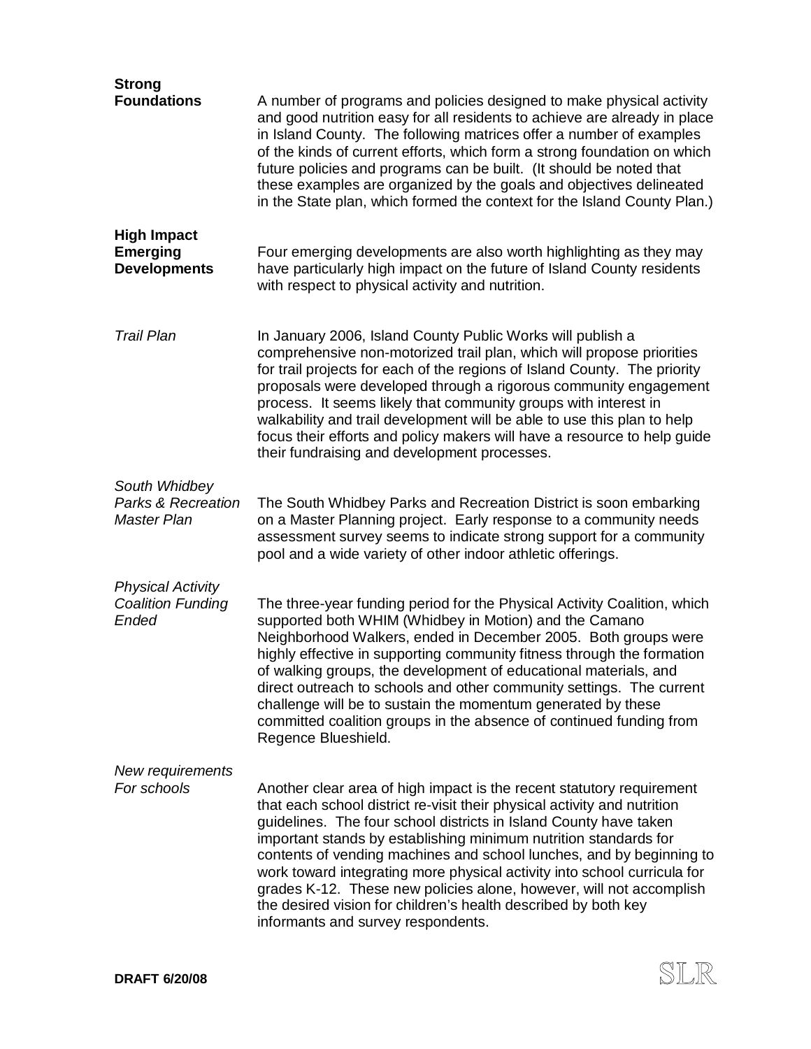**Strong Foundations**

A number of programs and policies designed to make physical activity and good nutrition easy for all residents to achieve are already in place in Island County. The following matrices offer a number of examples of the kinds of current efforts, which form a strong foundation on which future policies and programs can be built. (It should be noted that these examples are organized by the goals and objectives delineated in the State plan, which formed the context for the Island County Plan.)

**High Impact Emerging Developments**

Four emerging developments are also worth highlighting as they may have particularly high impact on the future of Island County residents with respect to physical activity and nutrition.

*Trail Plan*

In January 2006, Island County Public Works will publish a comprehensive non-motorized trail plan, which will propose priorities for trail projects for each of the regions of Island County. The priority proposals were developed through a rigorous community engagement process. It seems likely that community groups with interest in walkability and trail development will be able to use this plan to help focus their efforts and policy makers will have a resource to help guide their fundraising and development processes.

*South Whidbey Parks & Recreation Master Plan*

The South Whidbey Parks and Recreation District is soon embarking on a Master Planning project. Early response to a community needs assessment survey seems to indicate strong support for a community pool and a wide variety of other indoor athletic offerings.

*Physical Activity Coalition Funding Ended*

The three-year funding period for the Physical Activity Coalition, which supported both WHIM (Whidbey in Motion) and the Camano Neighborhood Walkers, ended in December 2005. Both groups were highly effective in supporting community fitness through the formation of walking groups, the development of educational materials, and direct outreach to schools and other community settings. The current challenge will be to sustain the momentum generated by these committed coalition groups in the absence of continued funding from Regence Blueshield.

*New requirements For schools*

Another clear area of high impact is the recent statutory requirement that each school district re-visit their physical activity and nutrition guidelines. The four school districts in Island County have taken important stands by establishing minimum nutrition standards for contents of vending machines and school lunches, and by beginning to work toward integrating more physical activity into school curricula for grades K-12. These new policies alone, however, will not accomplish the desired vision for children's health described by both key informants and survey respondents.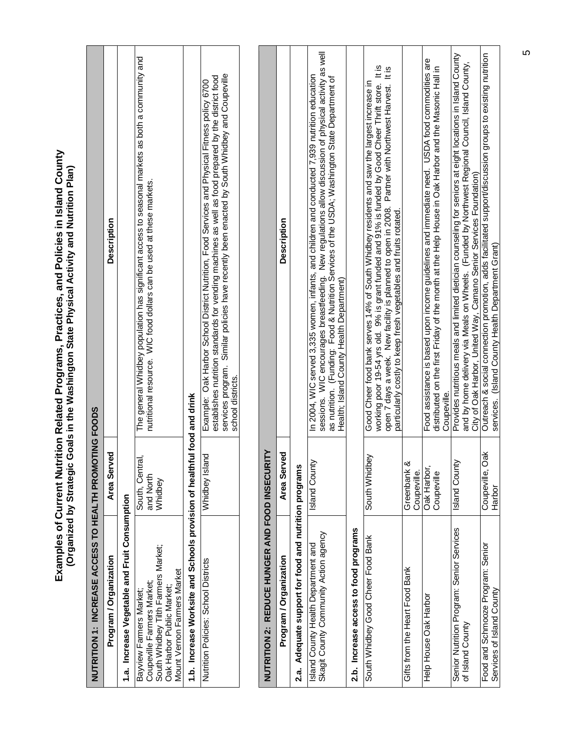# Examples of Current Nutrition Related Programs, Practices, and Policies in Island County
## (Organized by Strategic Goals in the Washington State Physical Activity and Nutrition Plan)

| NUTRITION 1: INCREASE ACCESS TO HEALTH PROMOTING FOODS | | |
|---|---|---|
| **Program / Organization** | **Area Served** | **Description** |
| **1.a. Increase Vegetable and Fruit Consumption** | | |
| Bayview Farmers Market; Coupeville Farmers Market; South Whidbey Tilth Farmers Market; Oak Harbor Public Market; Mount Vernon Farmers Market | South, Central, and North Whidbey | The general Whidbey population has significant access to seasonal markets as both a community and nutritional resource. WIC food dollars can be used at these markets. |
| **1.b. Increase Worksite and Schools provision of healthful food and drink** | | |
| Nutrition Policies: School Districts | Whidbey Island | Example: Oak Harbor School District Nutrition, Food Services and Physical Fitness policy 6700 establishes nutrition standards for vending machines as well as food prepared by the district food services program. Similar policies have recently been enacted by South Whidbey and Coupeville school districts. |

| NUTRITION 2: REDUCE HUNGER AND FOOD INSECURITY | | |
|---|---|---|
| **Program / Organization** | **Area Served** | **Description** |
| **2.a. Adequate support for food and nutrition programs** | | |
| Island County Health Department and Skagit County Community Action agency | Island County | In 2004, WIC served 3,335 women, infants, and children and conducted 7,939 nutrition education sessions. WIC encourages breastfeeding. New regulations allow discussion of physical activity as well as nutrition. (Funding: Food & Nutrition Services of the USDA; Washington State Department of Health; Island County Health Department) |
| **2.b. Increase access to food programs** | | |
| South Whidbey Good Cheer Food Bank | South Whidbey | Good Cheer food bank serves 14% of South Whidbey residents and saw the largest increase in working poor 19-54 yrs old. 9% is grant funded and 91% is funded by Good Cheer Thrift store. It is open 7 days a week. New facility is planned to open in 2008. Partner with Northwest Harvest. It is particularly costly to keep fresh vegetables and fruits rotated. |
| Gifts from the Heart Food Bank | Greenbank & Coupeville. | |
| Help House Oak Harbor | Oak Harbor, Coupeville | Food assistance is based upon income guidelines and immediate need. USDA food commodities are distributed on the first Friday of the month at the Help House in Oak Harbor and the Masonic Hall in Coupeville. |
| Senior Nutrition Program: Senior Services of Island County | Island County | Provides nutritious meals and limited dietician counseling for seniors at eight locations in Island County and by home delivery via Meals on Wheels. (Funded by Northwest Regional Council, Island County, City of Oak Harbor, United Way, Camano Senior Services Foundation) |
| Food and Schmooze Program: Senior Services of Island County | Coupeville, Oak Harbor | Outreach & social connection promotion, adds facilitated support/discussion groups to existing nutrition services. (Island County Health Department Grant) |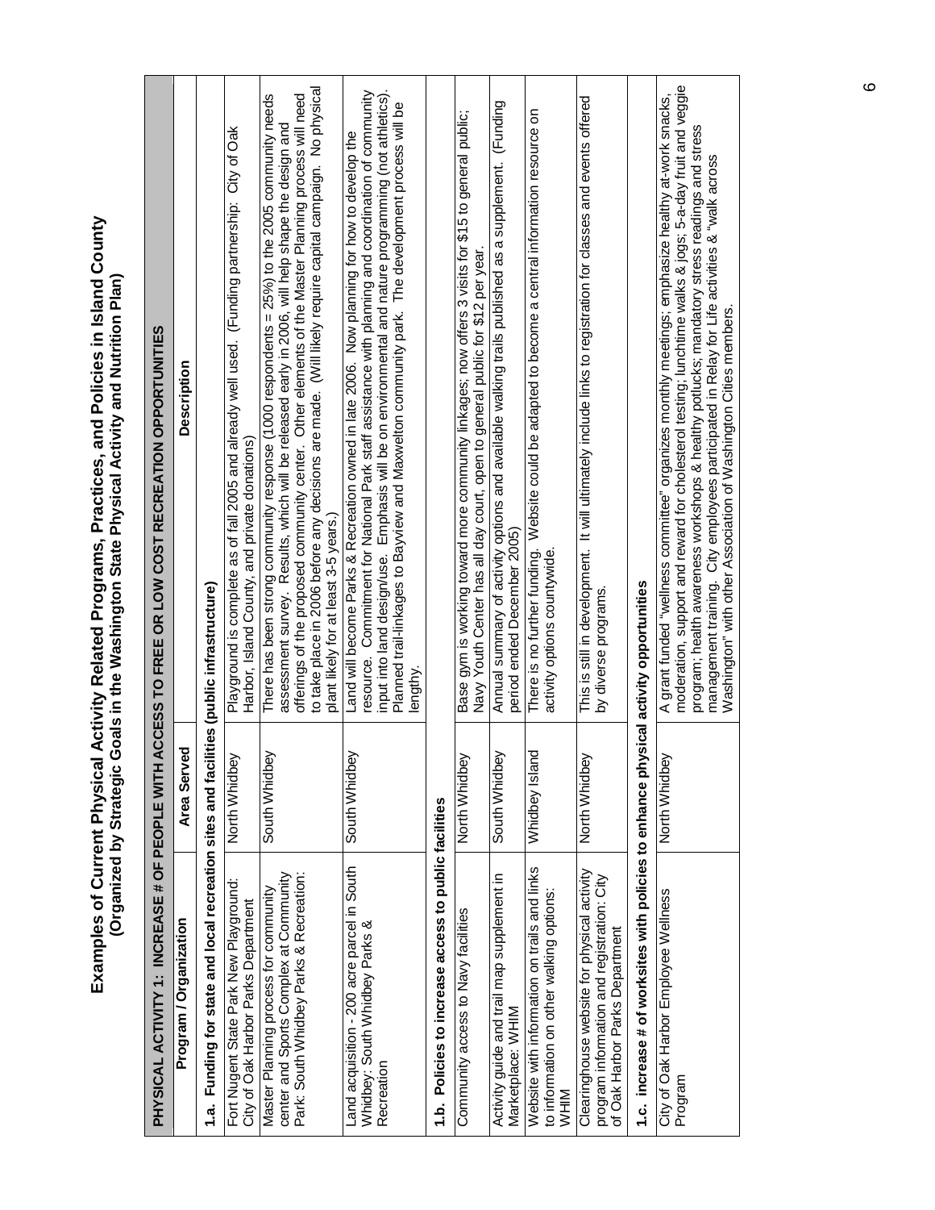# Examples of Current Physical Activity Related Programs, Practices, and Policies in Island County
## (Organized by Strategic Goals in the Washington State Physical Activity and Nutrition Plan)

| PHYSICAL ACTIVITY 1: INCREASE # OF PEOPLE WITH ACCESS TO FREE OR LOW COST RECREATION OPPORTUNITIES | | |
|---|---|---|
| **Program / Organization** | **Area Served** | **Description** |
| **1.a. Funding for state and local recreation sites and facilities (public infrastructure)** | | |
| Fort Nugent State Park New Playground: City of Oak Harbor Parks Department | North Whidbey | Playground is complete as of fall 2005 and already well used. (Funding partnership: City of Oak Harbor, Island County, and private donations) |
| Master Planning process for community center and Sports Complex at Community Park: South Whidbey Parks & Recreation: | South Whidbey | There has been strong community response (1000 respondents = 25%) to the 2005 community needs assessment survey. Results, which will be released early in 2006, will help shape the design and offerings of the proposed community center. Other elements of the Master Planning process will need to take place in 2006 before any decisions are made. (Will likely require capital campaign. No physical plant likely for at least 3-5 years.) |
| Land acquisition - 200 acre parcel in South Whidbey: South Whidbey Parks & Recreation | South Whidbey | Land will become Parks & Recreation owned in late 2006. Now planning for how to develop the resource. Commitment for National Park staff assistance with planning and coordination of community input into land design/use. Emphasis will be on environmental and nature programming (not athletics). Planned trail-linkages to Bayview and Maxwelton community park. The development process will be lengthy. |
| **1.b. Policies to increase access to public facilities** | | |
| Community access to Navy facilities | North Whidbey | Base gym is working toward more community linkages; now offers 3 visits for $15 to general public; Navy Youth Center has all day court, open to general public for $12 per year. |
| Activity guide and trail map supplement in Marketplace: WHIM | South Whidbey | Annual summary of activity options and available walking trails published as a supplement. (Funding period ended December 2005) |
| Website with information on trails and links to information on other walking options: WHIM | Whidbey Island | There is no further funding. Website could be adapted to become a central information resource on activity options countywide. |
| Clearinghouse website for physical activity program information and registration: City of Oak Harbor Parks Department | North Whidbey | This is still in development. It will ultimately include links to registration for classes and events offered by diverse programs. |
| **1.c. increase # of worksites with policies to enhance physical activity opportunities** | | |
| City of Oak Harbor Employee Wellness Program | North Whidbey | A grant funded "wellness committee" organizes monthly meetings; emphasize healthy at-work snacks, moderation, support and reward for cholesterol testing; lunchtime walks & jogs; 5-a-day fruit and veggie program; health awareness workshops & healthy potlucks; mandatory stress readings and stress management training. City employees participated in Relay for Life activities & "walk across Washington" with other Association of Washington Cities members. |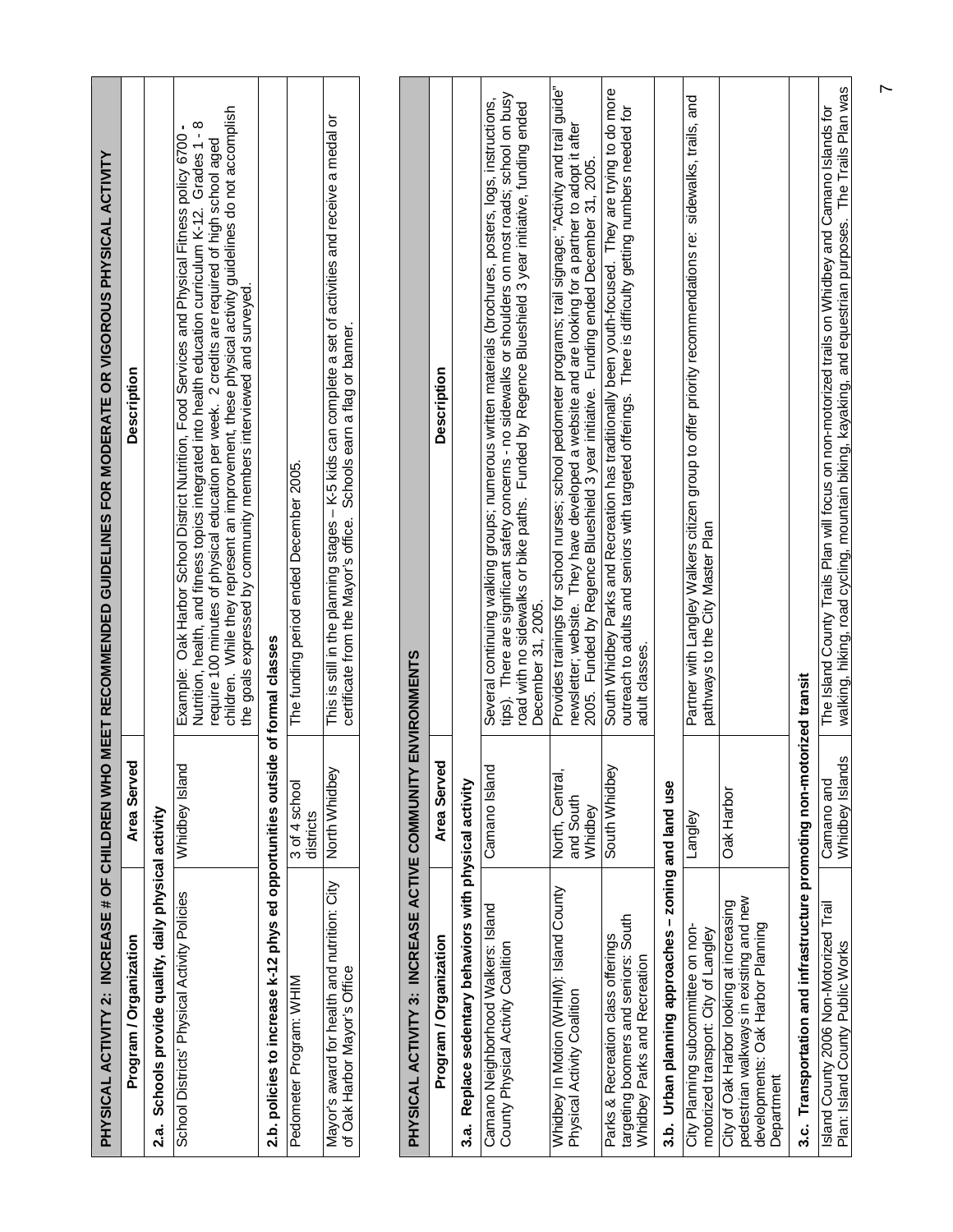| PHYSICAL ACTIVITY 2: INCREASE # OF CHILDREN WHO MEET RECOMMENDED GUIDELINES FOR MODERATE OR VIGOROUS PHYSICAL ACTIVITY | | |
|---|---|---|
| **Program / Organization** | **Area Served** | **Description** |
| **2.a. Schools provide quality, daily physical activity** | | |
| School Districts' Physical Activity Policies | Whidbey Island | Example: Oak Harbor School District Nutrition, Food Services and Physical Fitness policy 6700 - Nutrition, health, and fitness topics integrated into health education curriculum K-12. Grades 1 - 8 require 100 minutes of physical education per week. 2 credits are required of high school aged children. While they represent an improvement, these physical activity guidelines do not accomplish the goals expressed by community members interviewed and surveyed. |
| **2.b. policies to increase k-12 phys ed opportunities outside of formal classes** | | |
| Pedometer Program: WHIM | 3 of 4 school districts | The funding period ended December 2005. |
| Mayor's award for health and nutrition: City of Oak Harbor Mayor's Office | North Whidbey | This is still in the planning stages – K-5 kids can complete a set of activities and receive a medal or certificate from the Mayor's office. Schools earn a flag or banner. |

| PHYSICAL ACTIVITY 3: INCREASE ACTIVE COMMUNITY ENVIRONMENTS | | |
|---|---|---|
| **Program / Organization** | **Area Served** | **Description** |
| **3.a. Replace sedentary behaviors with physical activity** | | |
| Camano Neighborhood Walkers: Island County Physical Activity Coalition | Camano Island | Several continuing walking groups; numerous written materials (brochures, posters, logs, instructions, tips). There are significant safety concerns - no sidewalks or shoulders on most roads; school on busy road with no sidewalks or bike paths. Funded by Regence Blueshield 3 year initiative, funding ended December 31, 2005. |
| Whidbey In Motion (WHIM): Island County Physical Activity Coalition | North, Central, and South Whidbey | Provides trainings for school nurses; school pedometer programs; trail signage; "Activity and trail guide" newsletter; website. They have developed a website and are looking for a partner to adopt it after 2005. Funded by Regence Blueshield 3 year initiative. Funding ended December 31, 2005. |
| Parks & Recreation class offerings targeting boomers and seniors: South Whidbey Parks and Recreation | South Whidbey | South Whidbey Parks and Recreation has traditionally been youth-focused. They are trying to do more outreach to adults and seniors with targeted offerings. There is difficulty getting numbers needed for adult classes. |
| **3.b. Urban planning approaches – zoning and land use** | | |
| City Planning subcommittee on non-motorized transport: City of Langley | Langley | Partner with Langley Walkers citizen group to offer priority recommendations re: sidewalks, trails, and pathways to the City Master Plan |
| City of Oak Harbor looking at increasing pedestrian walkways in existing and new developments: Oak Harbor Planning Department | Oak Harbor | |
| **3.c. Transportation and infrastructure promoting non-motorized transit** | | |
| Island County 2006 Non-Motorized Trail Plan: Island County Public Works | Camano and Whidbey Islands | The Island County Trails Plan will focus on non-motorized trails on Whidbey and Camano Islands for walking, hiking, road cycling, mountain biking, kayaking, and equestrian purposes. The Trails Plan was |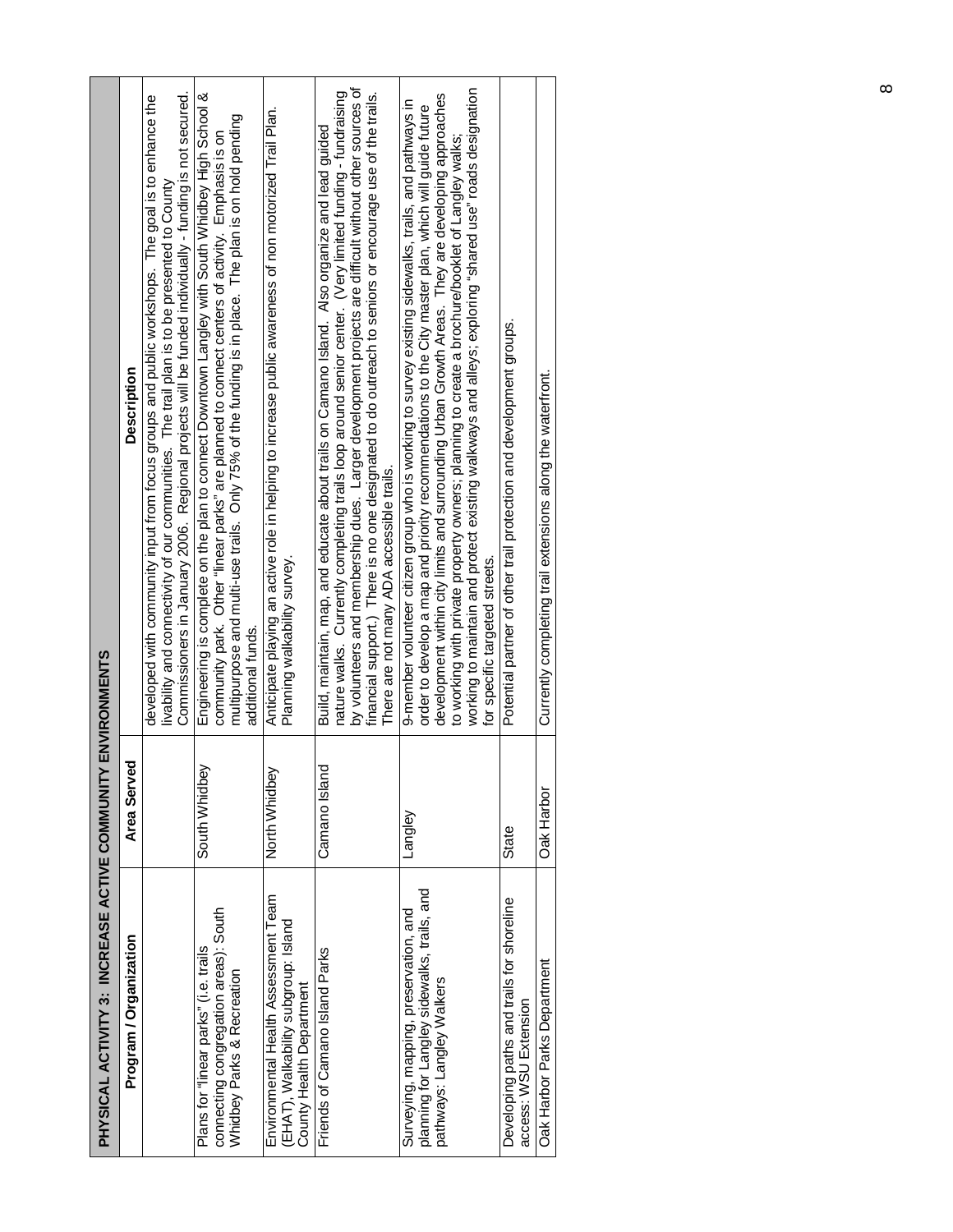| PHYSICAL ACTIVITY 3: INCREASE ACTIVE COMMUNITY ENVIRONMENTS | | |
|---|---|---|
| **Program / Organization** | **Area Served** | **Description** |
| | | developed with community input from focus groups and public workshops. The goal is to enhance the livability and connectivity of our communities. The trail plan is to be presented to County Commissioners in January 2006. Regional projects will be funded individually - funding is not secured. |
| Plans for "linear parks" (i.e. trails connecting congregation areas): South Whidbey Parks & Recreation | South Whidbey | Engineering is complete on the plan to connect Downtown Langley with South Whidbey High School & community park. Other "linear parks" are planned to connect centers of activity. Emphasis is on multipurpose and multi-use trails. Only 75% of the funding is in place. The plan is on hold pending additional funds. |
| Environmental Health Assessment Team (EHAT), Walkability subgroup: Island County Health Department | North Whidbey | Anticipate playing an active role in helping to increase public awareness of non motorized Trail Plan. Planning walkability survey. |
| Friends of Camano Island Parks | Camano Island | Build, maintain, map, and educate about trails on Camano Island. Also organize and lead guided nature walks. Currently completing trails loop around senior center. (Very limited funding - fundraising by volunteers and membership dues. Larger development projects are difficult without other sources of financial support.) There is no one designated to do outreach to seniors or encourage use of the trails. There are not many ADA accessible trails. |
| Surveying, mapping, preservation, and planning for Langley sidewalks, trails, and pathways: Langley Walkers | Langley | 9-member volunteer citizen group who is working to survey existing sidewalks, trails, and pathways in order to develop a map and priority recommendations to the City master plan, which will guide future development within city limits and surrounding Urban Growth Areas. They are developing approaches to working with private property owners; planning to create a brochure/booklet of Langley walks; working to maintain and protect existing walkways and alleys; exploring "shared use" roads designation for specific targeted streets. |
| Developing paths and trails for shoreline access: WSU Extension | State | Potential partner of other trail protection and development groups. |
| Oak Harbor Parks Department | Oak Harbor | Currently completing trail extensions along the waterfront. |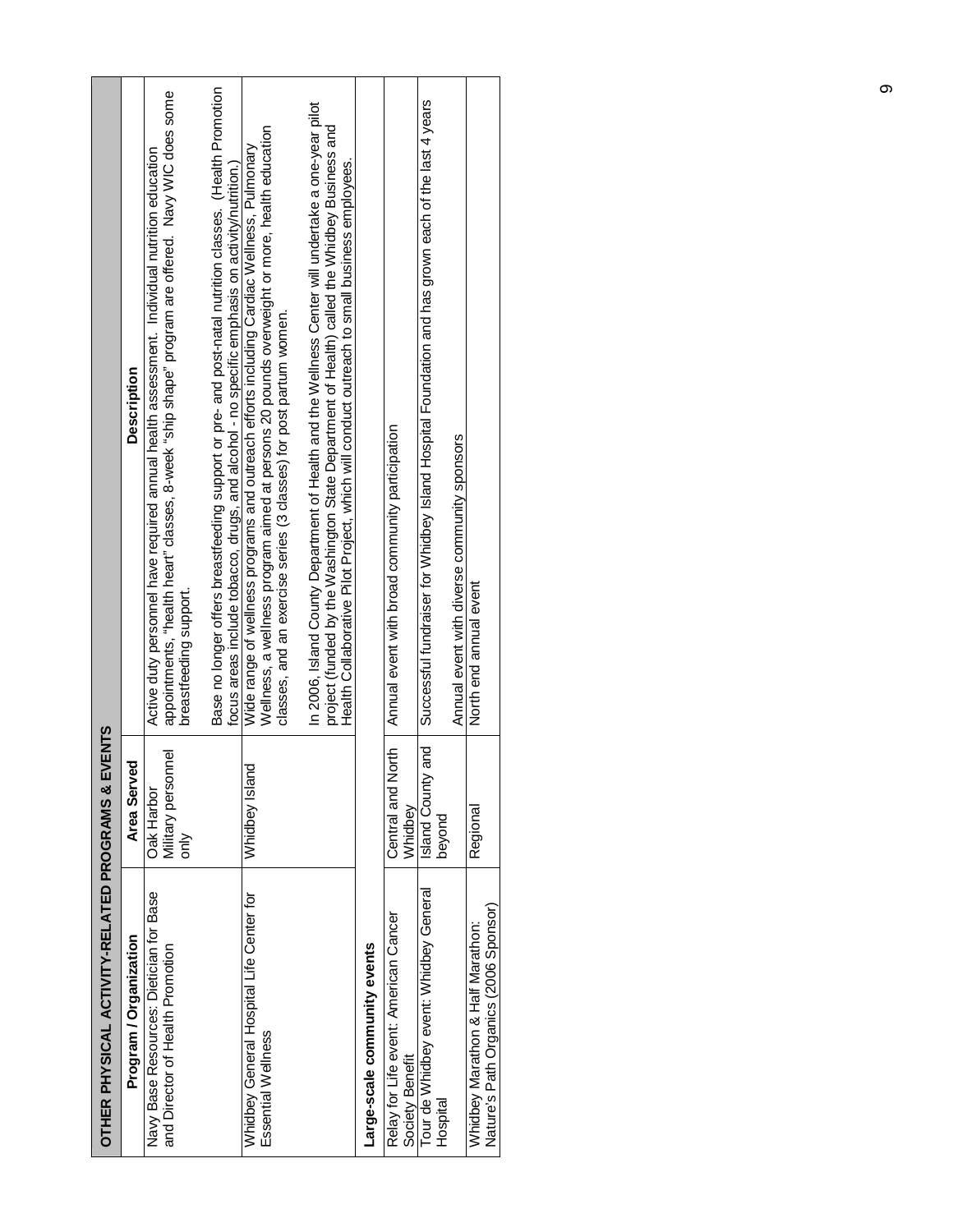| OTHER PHYSICAL ACTIVITY-RELATED PROGRAMS & EVENTS | | |
|---|---|---|
| **Program / Organization** | **Area Served** | **Description** |
| Navy Base Resources: Dietician for Base and Director of Health Promotion | Oak Harbor Military personnel only | Active duty personnel have required annual health assessment. Individual nutrition education appointments, "health heart" classes, 8-week "ship shape" program are offered. Navy WIC does some breastfeeding support. |
| | | Base no longer offers breastfeeding support or pre- and post-natal nutrition classes. (Health Promotion focus areas include tobacco, drugs, and alcohol - no specific emphasis on activity/nutrition.) |
| Whidbey General Hospital Life Center for Essential Wellness | Whidbey Island | Wide range of wellness programs and outreach efforts including Cardiac Wellness, Pulmonary Wellness, a wellness program aimed at persons 20 pounds overweight or more, health education classes, and an exercise series (3 classes) for post partum women. |
| | | In 2006, Island County Department of Health and the Wellness Center will undertake a one-year pilot project (funded by the Washington State Department of Health) called the Whidbey Business and Health Collaborative Pilot Project, which will conduct outreach to small business employees. |
| **Large-scale community events** | | |
| Relay for Life event: American Cancer Society Benefit | Central and North Whidbey | Annual event with broad community participation |
| Tour de Whidbey event: Whidbey General Hospital | Island County and beyond | Successful fundraiser for Whidbey Island Hospital Foundation and has grown each of the last 4 years |
| | | Annual event with diverse community sponsors |
| Whidbey Marathon & Half Marathon: Nature's Path Organics (2006 Sponsor) | Regional | North end annual event |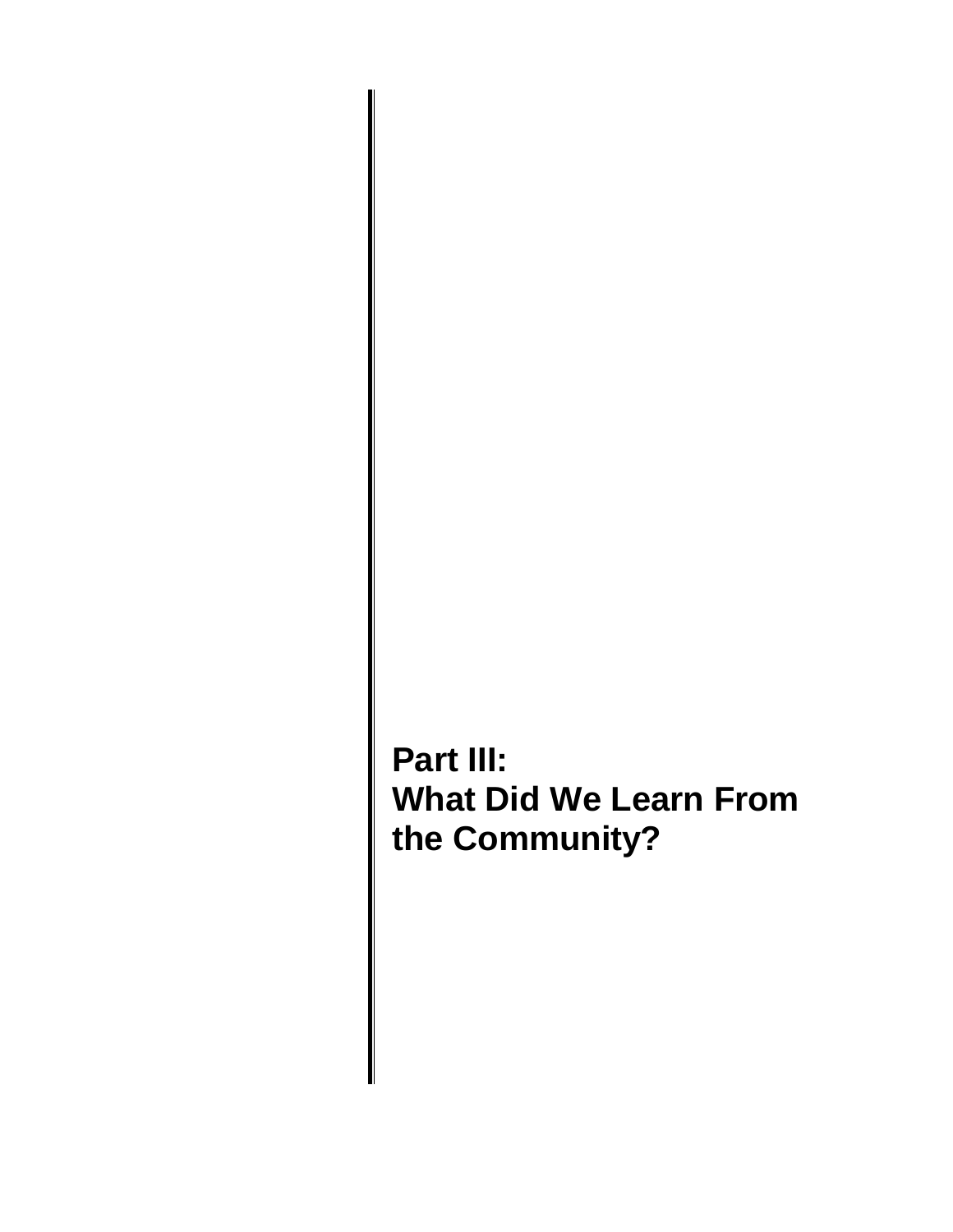# Part III:
# What Did We Learn From the Community?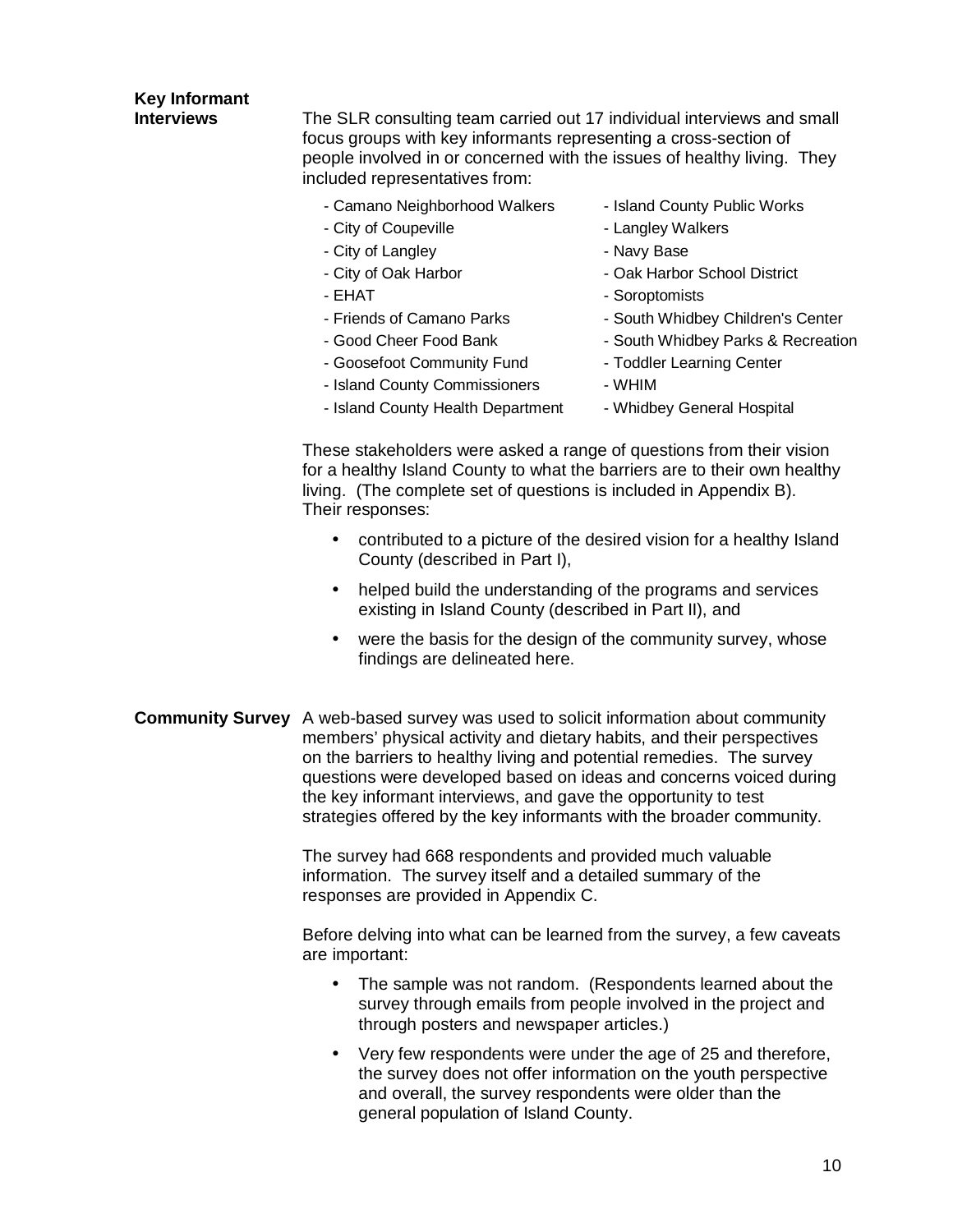**Key Informant Interviews**

The SLR consulting team carried out 17 individual interviews and small focus groups with key informants representing a cross-section of people involved in or concerned with the issues of healthy living. They included representatives from:

- Camano Neighborhood Walkers
- City of Coupeville
- City of Langley
- City of Oak Harbor
- EHAT
- Friends of Camano Parks
- Good Cheer Food Bank
- Goosefoot Community Fund
- Island County Commissioners
- Island County Health Department
- Island County Public Works
- Langley Walkers
- Navy Base
- Oak Harbor School District
- Soroptomists
- South Whidbey Children's Center
- South Whidbey Parks & Recreation
- Toddler Learning Center
- WHIM
- Whidbey General Hospital

These stakeholders were asked a range of questions from their vision for a healthy Island County to what the barriers are to their own healthy living. (The complete set of questions is included in Appendix B). Their responses:

- contributed to a picture of the desired vision for a healthy Island County (described in Part I),
- helped build the understanding of the programs and services existing in Island County (described in Part II), and
- were the basis for the design of the community survey, whose findings are delineated here.

**Community Survey**

A web-based survey was used to solicit information about community members' physical activity and dietary habits, and their perspectives on the barriers to healthy living and potential remedies. The survey questions were developed based on ideas and concerns voiced during the key informant interviews, and gave the opportunity to test strategies offered by the key informants with the broader community.

The survey had 668 respondents and provided much valuable information. The survey itself and a detailed summary of the responses are provided in Appendix C.

Before delving into what can be learned from the survey, a few caveats are important:

- The sample was not random. (Respondents learned about the survey through emails from people involved in the project and through posters and newspaper articles.)
- Very few respondents were under the age of 25 and therefore, the survey does not offer information on the youth perspective and overall, the survey respondents were older than the general population of Island County.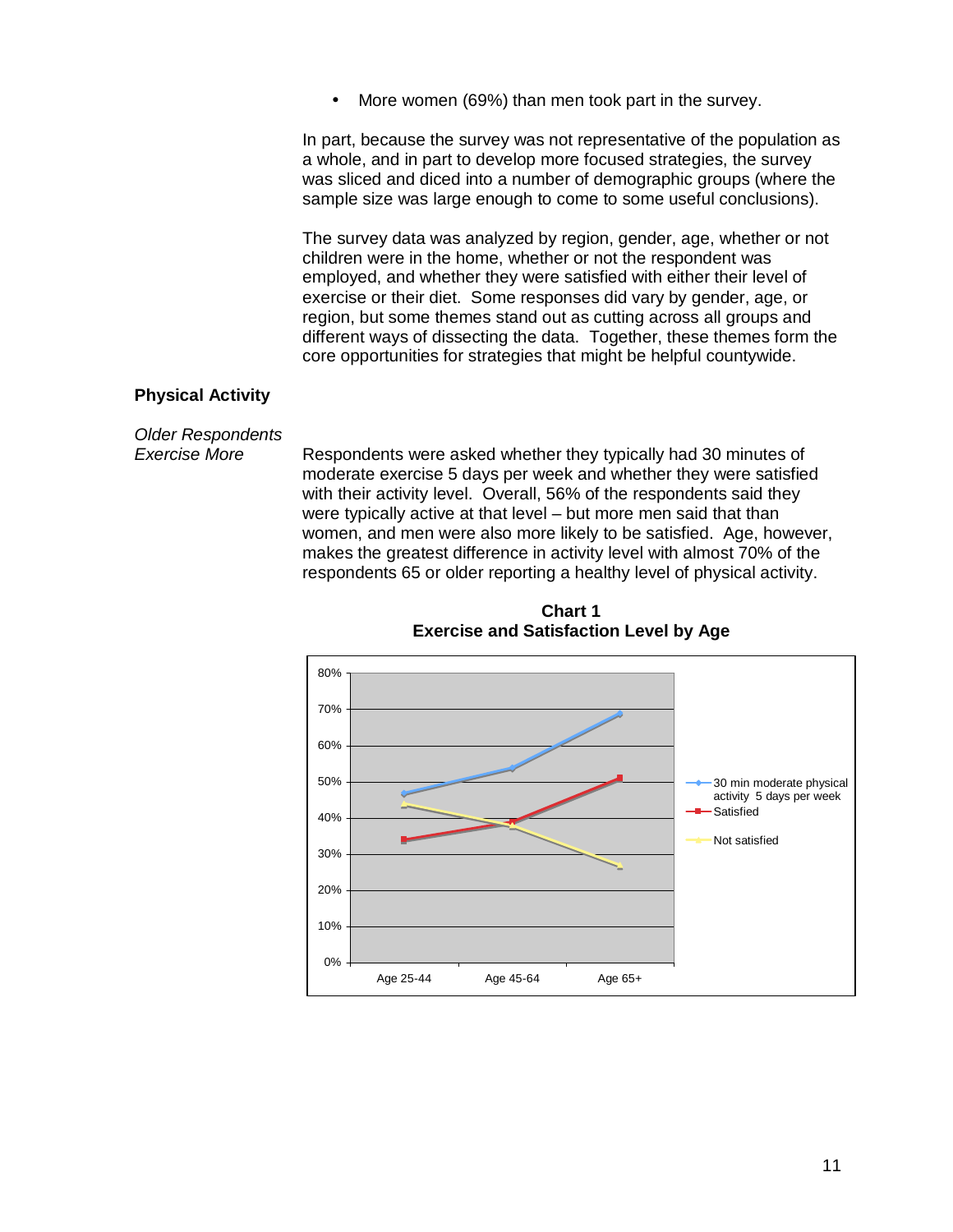- More women (69%) than men took part in the survey.

In part, because the survey was not representative of the population as a whole, and in part to develop more focused strategies, the survey was sliced and diced into a number of demographic groups (where the sample size was large enough to come to some useful conclusions).

The survey data was analyzed by region, gender, age, whether or not children were in the home, whether or not the respondent was employed, and whether they were satisfied with either their level of exercise or their diet. Some responses did vary by gender, age, or region, but some themes stand out as cutting across all groups and different ways of dissecting the data. Together, these themes form the core opportunities for strategies that might be helpful countywide.

## Physical Activity

*Older Respondents Exercise More*

Respondents were asked whether they typically had 30 minutes of moderate exercise 5 days per week and whether they were satisfied with their activity level. Overall, 56% of the respondents said they were typically active at that level – but more men said that than women, and men were also more likely to be satisfied. Age, however, makes the greatest difference in activity level with almost 70% of the respondents 65 or older reporting a healthy level of physical activity.

**Chart 1**
**Exercise and Satisfaction Level by Age**

| | Age 25-44 | Age 45-64 | Age 65+ |
|---|---|---|---|
| 30 min moderate physical activity 5 days per week | ~47% | ~54% | ~69% |
| Satisfied | ~34% | ~39% | ~51% |
| Not satisfied | ~44% | ~38% | ~27% |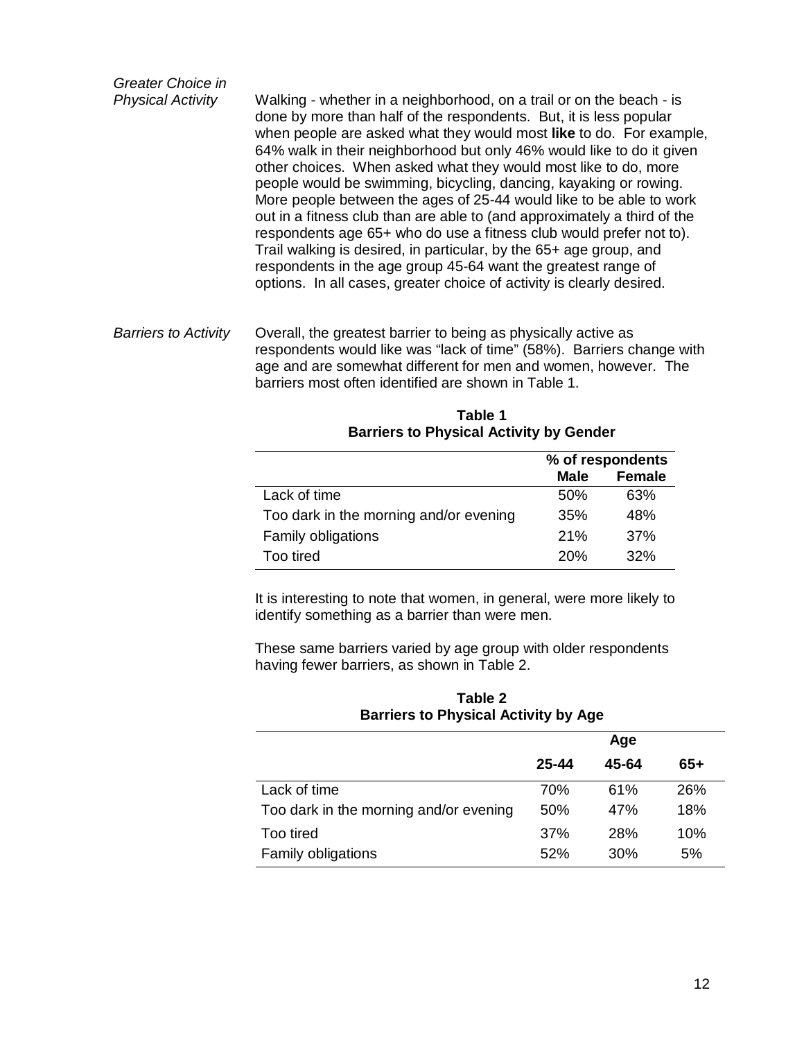*Greater Choice in Physical Activity*

Walking - whether in a neighborhood, on a trail or on the beach - is done by more than half of the respondents. But, it is less popular when people are asked what they would most **like** to do. For example, 64% walk in their neighborhood but only 46% would like to do it given other choices. When asked what they would most like to do, more people would be swimming, bicycling, dancing, kayaking or rowing. More people between the ages of 25-44 would like to be able to work out in a fitness club than are able to (and approximately a third of the respondents age 65+ who do use a fitness club would prefer not to). Trail walking is desired, in particular, by the 65+ age group, and respondents in the age group 45-64 want the greatest range of options. In all cases, greater choice of activity is clearly desired.

*Barriers to Activity*

Overall, the greatest barrier to being as physically active as respondents would like was "lack of time" (58%). Barriers change with age and are somewhat different for men and women, however. The barriers most often identified are shown in Table 1.

**Table 1**
**Barriers to Physical Activity by Gender**

| | % of respondents | |
|---|---|---|
| | **Male** | **Female** |
| Lack of time | 50% | 63% |
| Too dark in the morning and/or evening | 35% | 48% |
| Family obligations | 21% | 37% |
| Too tired | 20% | 32% |

It is interesting to note that women, in general, were more likely to identify something as a barrier than were men.

These same barriers varied by age group with older respondents having fewer barriers, as shown in Table 2.

**Table 2**
**Barriers to Physical Activity by Age**

| | Age | | |
|---|---|---|---|
| | **25-44** | **45-64** | **65+** |
| Lack of time | 70% | 61% | 26% |
| Too dark in the morning and/or evening | 50% | 47% | 18% |
| Too tired | 37% | 28% | 10% |
| Family obligations | 52% | 30% | 5% |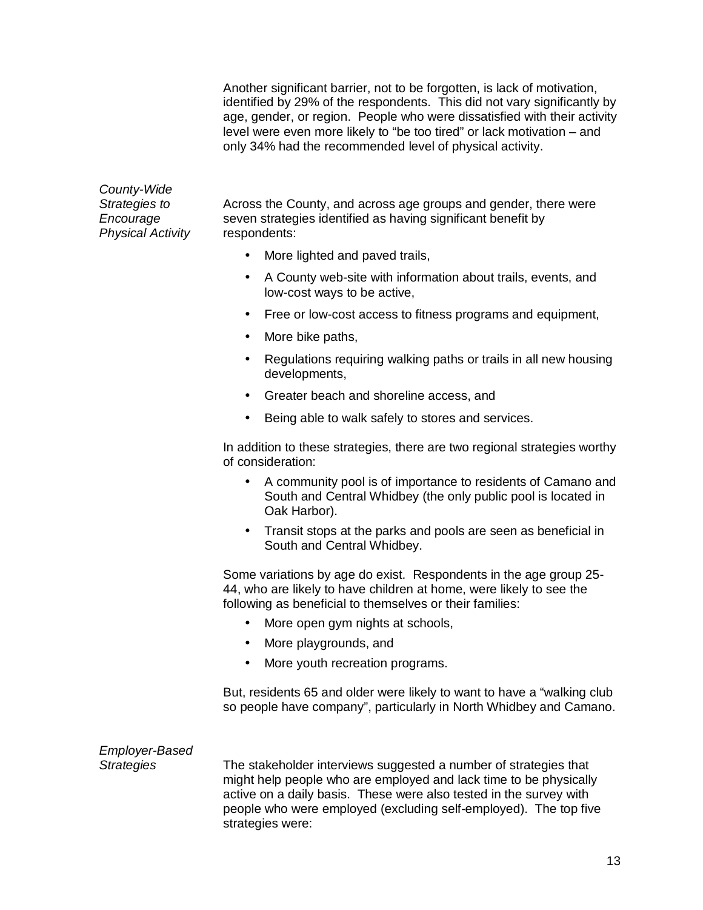Another significant barrier, not to be forgotten, is lack of motivation, identified by 29% of the respondents. This did not vary significantly by age, gender, or region. People who were dissatisfied with their activity level were even more likely to "be too tired" or lack motivation – and only 34% had the recommended level of physical activity.

*County-Wide Strategies to Encourage Physical Activity*

Across the County, and across age groups and gender, there were seven strategies identified as having significant benefit by respondents:

- More lighted and paved trails,
- A County web-site with information about trails, events, and low-cost ways to be active,
- Free or low-cost access to fitness programs and equipment,
- More bike paths,
- Regulations requiring walking paths or trails in all new housing developments,
- Greater beach and shoreline access, and
- Being able to walk safely to stores and services.

In addition to these strategies, there are two regional strategies worthy of consideration:

- A community pool is of importance to residents of Camano and South and Central Whidbey (the only public pool is located in Oak Harbor).
- Transit stops at the parks and pools are seen as beneficial in South and Central Whidbey.

Some variations by age do exist. Respondents in the age group 25-44, who are likely to have children at home, were likely to see the following as beneficial to themselves or their families:

- More open gym nights at schools,
- More playgrounds, and
- More youth recreation programs.

But, residents 65 and older were likely to want to have a "walking club so people have company", particularly in North Whidbey and Camano.

*Employer-Based Strategies*

The stakeholder interviews suggested a number of strategies that might help people who are employed and lack time to be physically active on a daily basis. These were also tested in the survey with people who were employed (excluding self-employed). The top five strategies were: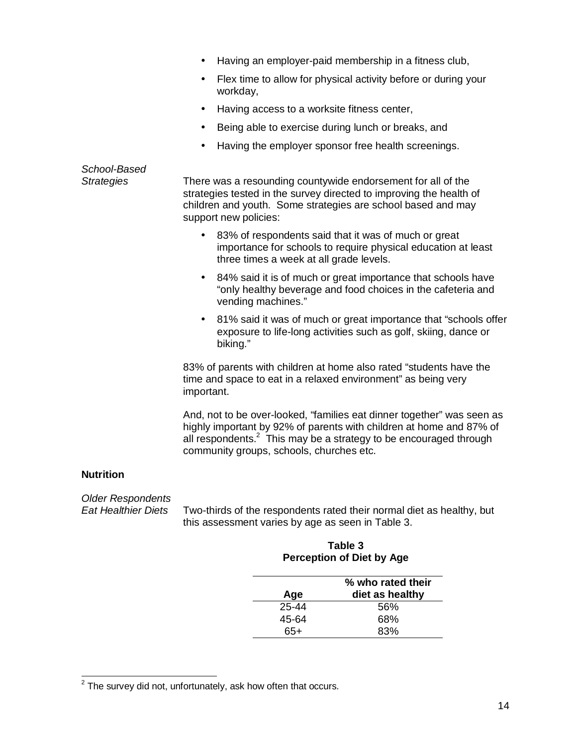- Having an employer-paid membership in a fitness club,
- Flex time to allow for physical activity before or during your workday,
- Having access to a worksite fitness center,
- Being able to exercise during lunch or breaks, and
- Having the employer sponsor free health screenings.

*School-Based Strategies*

There was a resounding countywide endorsement for all of the strategies tested in the survey directed to improving the health of children and youth. Some strategies are school based and may support new policies:

- 83% of respondents said that it was of much or great importance for schools to require physical education at least three times a week at all grade levels.
- 84% said it is of much or great importance that schools have "only healthy beverage and food choices in the cafeteria and vending machines."
- 81% said it was of much or great importance that "schools offer exposure to life-long activities such as golf, skiing, dance or biking."

83% of parents with children at home also rated "students have the time and space to eat in a relaxed environment" as being very important.

And, not to be over-looked, "families eat dinner together" was seen as highly important by 92% of parents with children at home and 87% of all respondents.[2] This may be a strategy to be encouraged through community groups, schools, churches etc.

**Nutrition**

*Older Respondents Eat Healthier Diets*

Two-thirds of the respondents rated their normal diet as healthy, but this assessment varies by age as seen in Table 3.

**Table 3**
**Perception of Diet by Age**

| Age | % who rated their diet as healthy |
|---|---|
| 25-44 | 56% |
| 45-64 | 68% |
| 65+ | 83% |

[2] The survey did not, unfortunately, ask how often that occurs.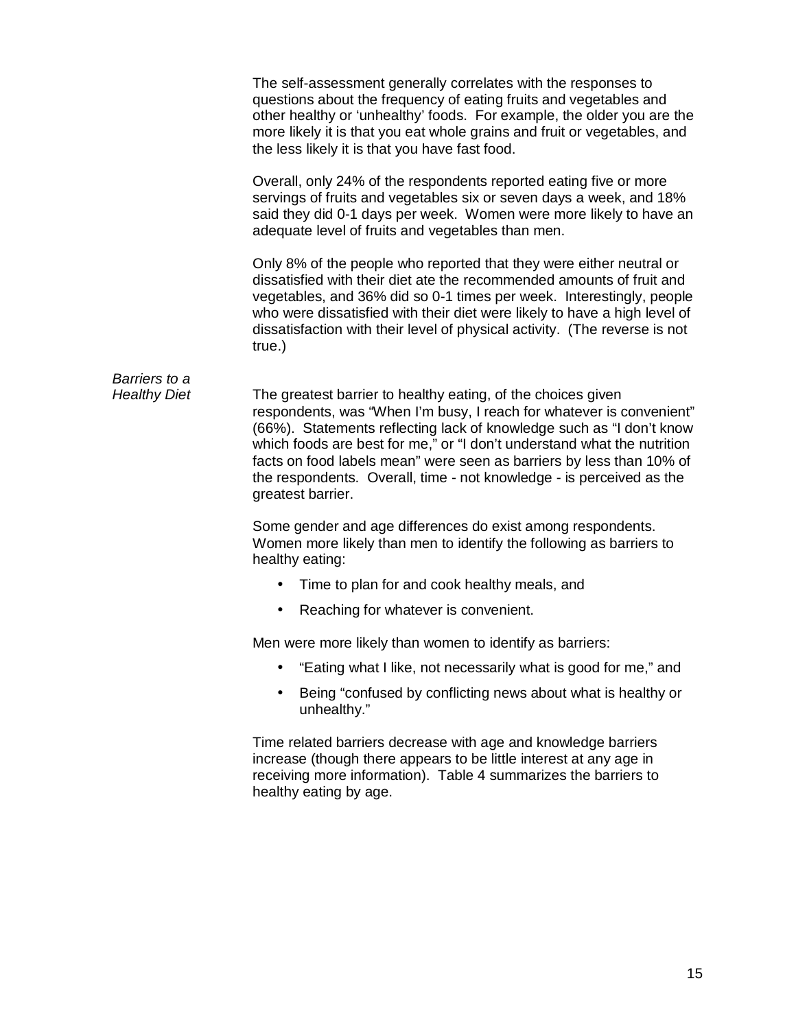The self-assessment generally correlates with the responses to questions about the frequency of eating fruits and vegetables and other healthy or 'unhealthy' foods. For example, the older you are the more likely it is that you eat whole grains and fruit or vegetables, and the less likely it is that you have fast food.

Overall, only 24% of the respondents reported eating five or more servings of fruits and vegetables six or seven days a week, and 18% said they did 0-1 days per week. Women were more likely to have an adequate level of fruits and vegetables than men.

Only 8% of the people who reported that they were either neutral or dissatisfied with their diet ate the recommended amounts of fruit and vegetables, and 36% did so 0-1 times per week. Interestingly, people who were dissatisfied with their diet were likely to have a high level of dissatisfaction with their level of physical activity. (The reverse is not true.)

*Barriers to a Healthy Diet*

The greatest barrier to healthy eating, of the choices given respondents, was "When I'm busy, I reach for whatever is convenient" (66%). Statements reflecting lack of knowledge such as "I don't know which foods are best for me," or "I don't understand what the nutrition facts on food labels mean" were seen as barriers by less than 10% of the respondents. Overall, time - not knowledge - is perceived as the greatest barrier.

Some gender and age differences do exist among respondents. Women more likely than men to identify the following as barriers to healthy eating:

- Time to plan for and cook healthy meals, and
- Reaching for whatever is convenient.

Men were more likely than women to identify as barriers:

- "Eating what I like, not necessarily what is good for me," and
- Being "confused by conflicting news about what is healthy or unhealthy."

Time related barriers decrease with age and knowledge barriers increase (though there appears to be little interest at any age in receiving more information). Table 4 summarizes the barriers to healthy eating by age.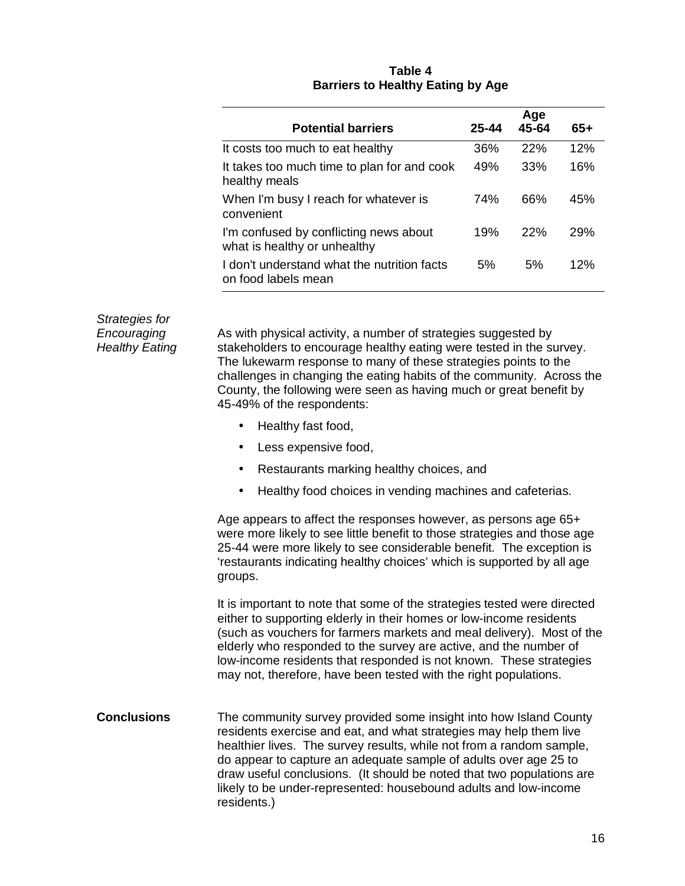**Table 4**
**Barriers to Healthy Eating by Age**

| Potential barriers | Age 25-44 | Age 45-64 | Age 65+ |
|---|---|---|---|
| It costs too much to eat healthy | 36% | 22% | 12% |
| It takes too much time to plan for and cook healthy meals | 49% | 33% | 16% |
| When I'm busy I reach for whatever is convenient | 74% | 66% | 45% |
| I'm confused by conflicting news about what is healthy or unhealthy | 19% | 22% | 29% |
| I don't understand what the nutrition facts on food labels mean | 5% | 5% | 12% |

*Strategies for Encouraging Healthy Eating*

As with physical activity, a number of strategies suggested by stakeholders to encourage healthy eating were tested in the survey. The lukewarm response to many of these strategies points to the challenges in changing the eating habits of the community. Across the County, the following were seen as having much or great benefit by 45-49% of the respondents:

- Healthy fast food,
- Less expensive food,
- Restaurants marking healthy choices, and
- Healthy food choices in vending machines and cafeterias.

Age appears to affect the responses however, as persons age 65+ were more likely to see little benefit to those strategies and those age 25-44 were more likely to see considerable benefit. The exception is 'restaurants indicating healthy choices' which is supported by all age groups.

It is important to note that some of the strategies tested were directed either to supporting elderly in their homes or low-income residents (such as vouchers for farmers markets and meal delivery). Most of the elderly who responded to the survey are active, and the number of low-income residents that responded is not known. These strategies may not, therefore, have been tested with the right populations.

**Conclusions**

The community survey provided some insight into how Island County residents exercise and eat, and what strategies may help them live healthier lives. The survey results, while not from a random sample, do appear to capture an adequate sample of adults over age 25 to draw useful conclusions. (It should be noted that two populations are likely to be under-represented: housebound adults and low-income residents.)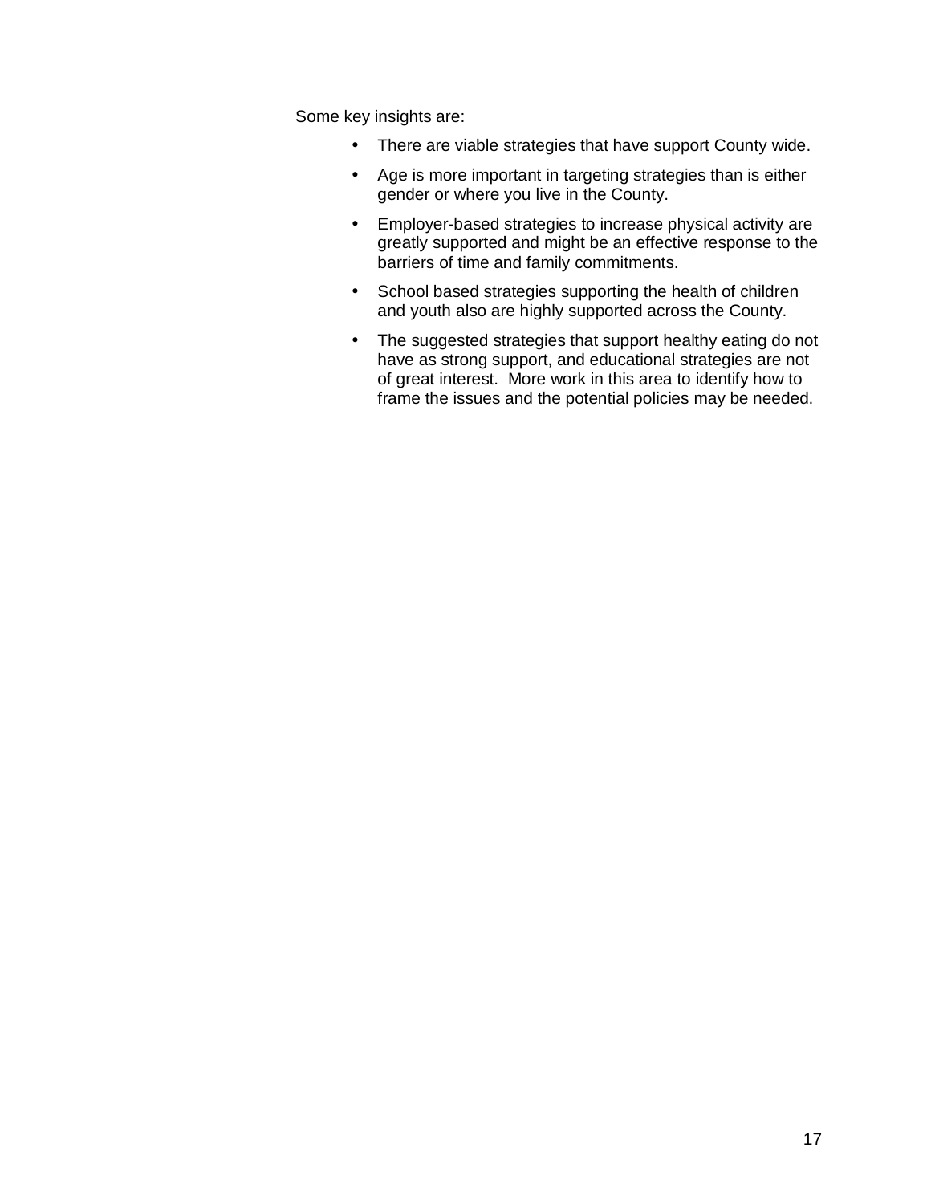Some key insights are:

- There are viable strategies that have support County wide.
- Age is more important in targeting strategies than is either gender or where you live in the County.
- Employer-based strategies to increase physical activity are greatly supported and might be an effective response to the barriers of time and family commitments.
- School based strategies supporting the health of children and youth also are highly supported across the County.
- The suggested strategies that support healthy eating do not have as strong support, and educational strategies are not of great interest.  More work in this area to identify how to frame the issues and the potential policies may be needed.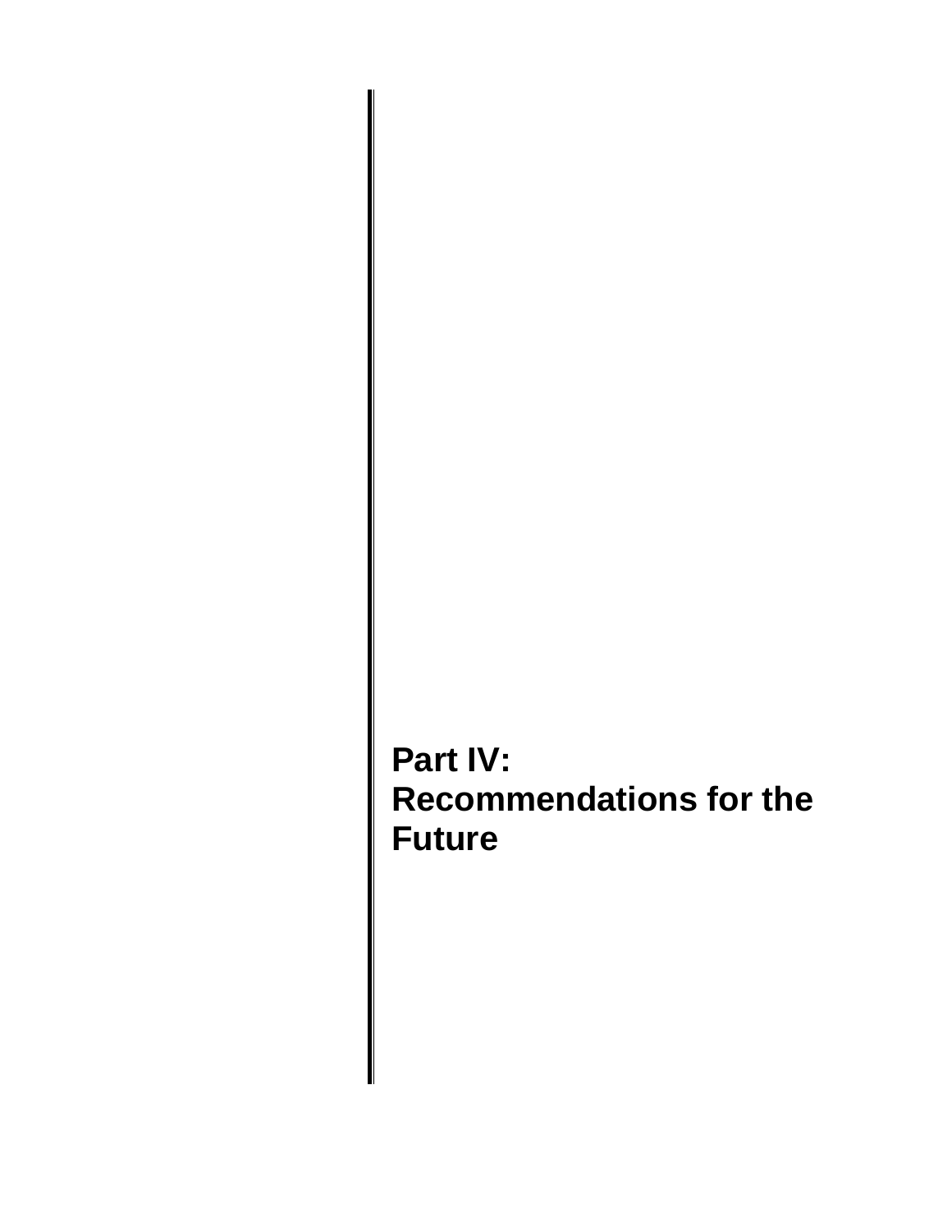# Part IV: Recommendations for the Future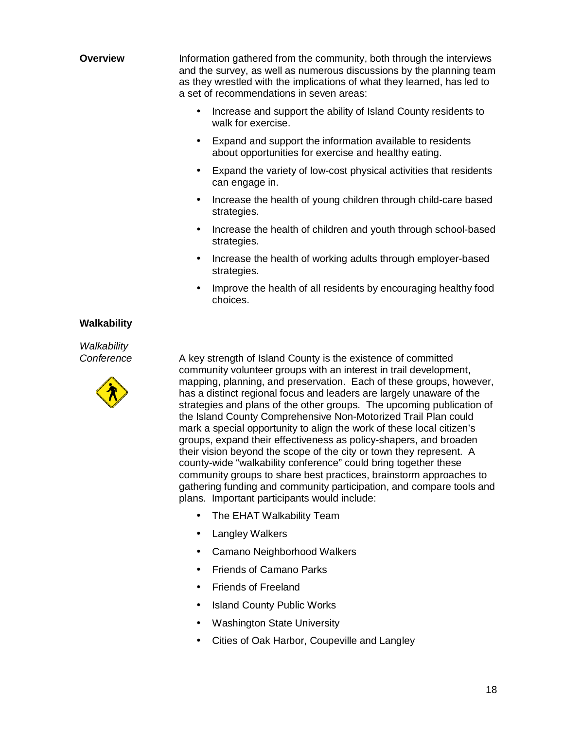## Overview

Information gathered from the community, both through the interviews and the survey, as well as numerous discussions by the planning team as they wrestled with the implications of what they learned, has led to a set of recommendations in seven areas:

- Increase and support the ability of Island County residents to walk for exercise.
- Expand and support the information available to residents about opportunities for exercise and healthy eating.
- Expand the variety of low-cost physical activities that residents can engage in.
- Increase the health of young children through child-care based strategies.
- Increase the health of children and youth through school-based strategies.
- Increase the health of working adults through employer-based strategies.
- Improve the health of all residents by encouraging healthy food choices.

## Walkability

### *Walkability Conference*

A key strength of Island County is the existence of committed community volunteer groups with an interest in trail development, mapping, planning, and preservation. Each of these groups, however, has a distinct regional focus and leaders are largely unaware of the strategies and plans of the other groups. The upcoming publication of the Island County Comprehensive Non-Motorized Trail Plan could mark a special opportunity to align the work of these local citizen's groups, expand their effectiveness as policy-shapers, and broaden their vision beyond the scope of the city or town they represent. A county-wide "walkability conference" could bring together these community groups to share best practices, brainstorm approaches to gathering funding and community participation, and compare tools and plans. Important participants would include:

- The EHAT Walkability Team
- Langley Walkers
- Camano Neighborhood Walkers
- Friends of Camano Parks
- Friends of Freeland
- Island County Public Works
- Washington State University
- Cities of Oak Harbor, Coupeville and Langley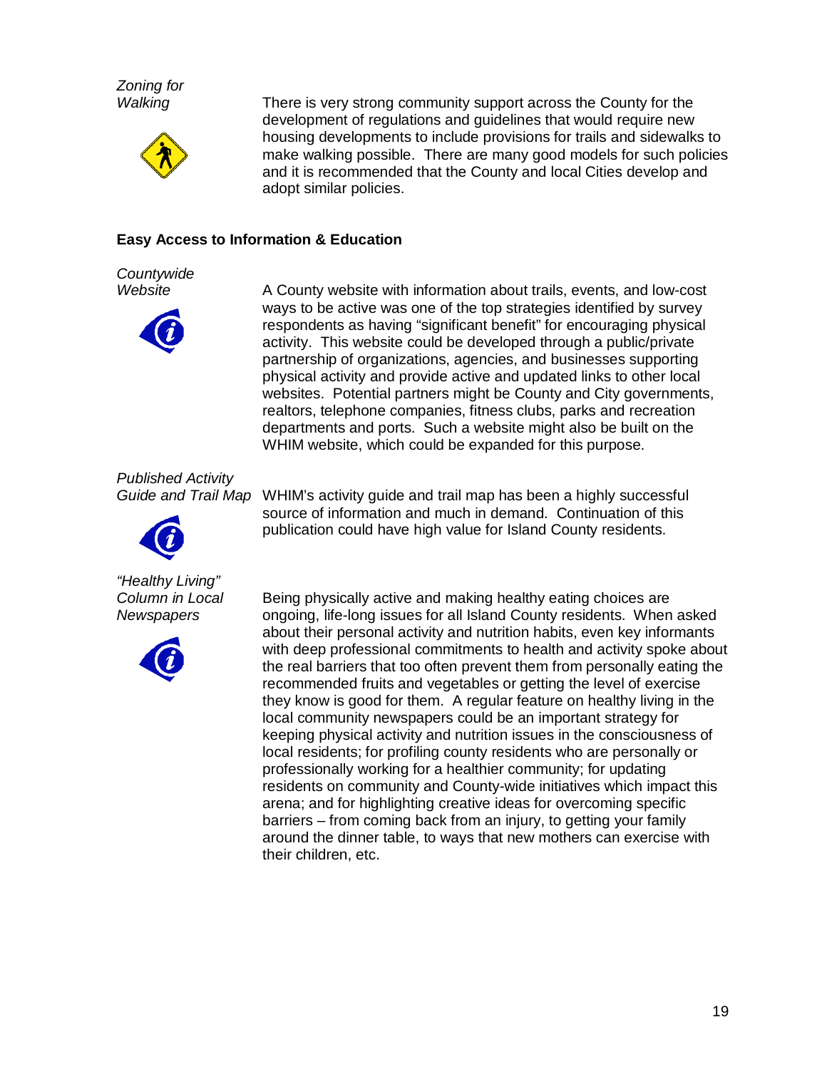*Zoning for Walking*

There is very strong community support across the County for the development of regulations and guidelines that would require new housing developments to include provisions for trails and sidewalks to make walking possible. There are many good models for such policies and it is recommended that the County and local Cities develop and adopt similar policies.

**Easy Access to Information & Education**

*Countywide Website*

A County website with information about trails, events, and low-cost ways to be active was one of the top strategies identified by survey respondents as having "significant benefit" for encouraging physical activity. This website could be developed through a public/private partnership of organizations, agencies, and businesses supporting physical activity and provide active and updated links to other local websites. Potential partners might be County and City governments, realtors, telephone companies, fitness clubs, parks and recreation departments and ports. Such a website might also be built on the WHIM website, which could be expanded for this purpose.

*Published Activity Guide and Trail Map*

WHIM's activity guide and trail map has been a highly successful source of information and much in demand. Continuation of this publication could have high value for Island County residents.

*"Healthy Living" Column in Local Newspapers*

Being physically active and making healthy eating choices are ongoing, life-long issues for all Island County residents. When asked about their personal activity and nutrition habits, even key informants with deep professional commitments to health and activity spoke about the real barriers that too often prevent them from personally eating the recommended fruits and vegetables or getting the level of exercise they know is good for them. A regular feature on healthy living in the local community newspapers could be an important strategy for keeping physical activity and nutrition issues in the consciousness of local residents; for profiling county residents who are personally or professionally working for a healthier community; for updating residents on community and County-wide initiatives which impact this arena; and for highlighting creative ideas for overcoming specific barriers – from coming back from an injury, to getting your family around the dinner table, to ways that new mothers can exercise with their children, etc.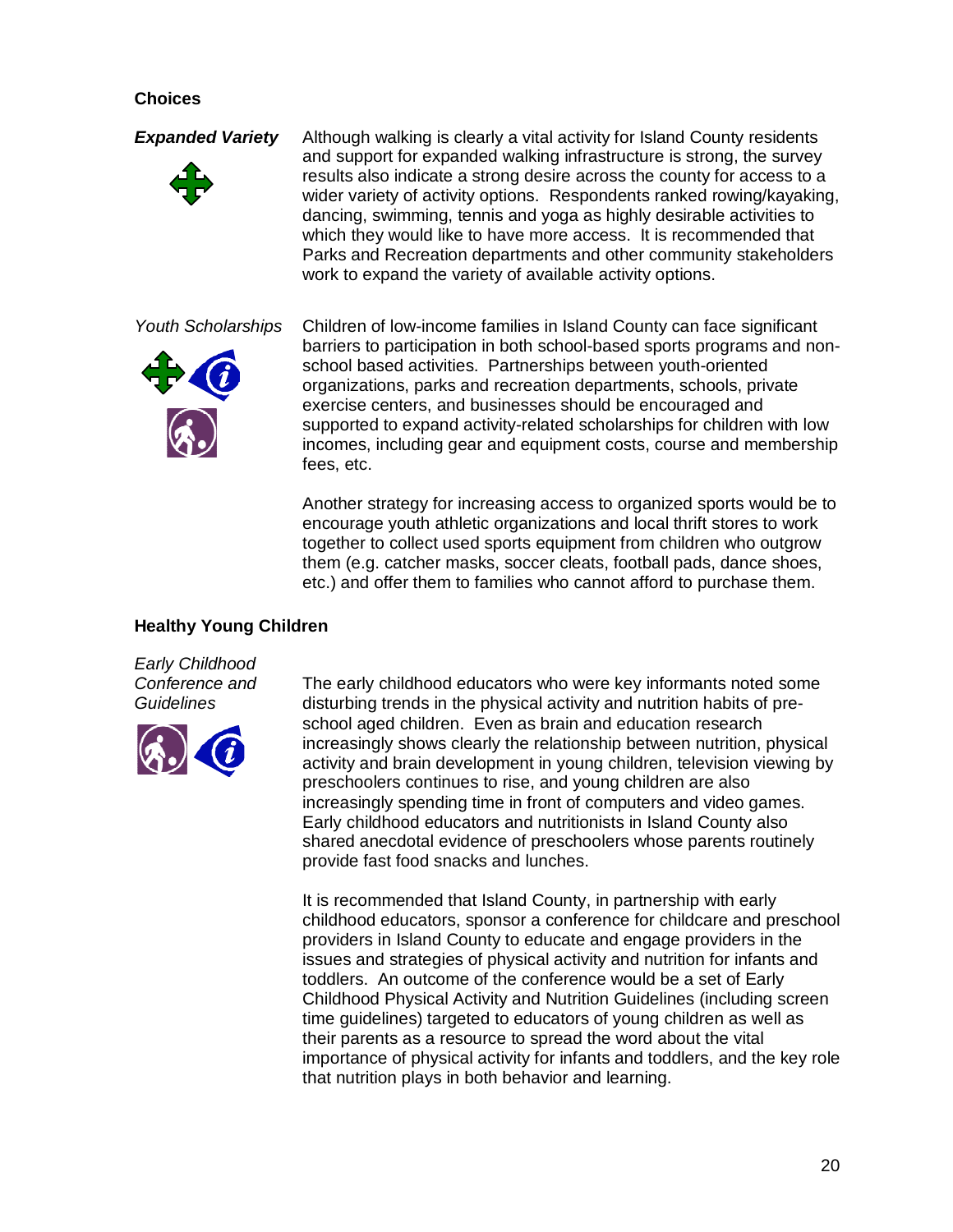### Choices

***Expanded Variety***

Although walking is clearly a vital activity for Island County residents and support for expanded walking infrastructure is strong, the survey results also indicate a strong desire across the county for access to a wider variety of activity options. Respondents ranked rowing/kayaking, dancing, swimming, tennis and yoga as highly desirable activities to which they would like to have more access. It is recommended that Parks and Recreation departments and other community stakeholders work to expand the variety of available activity options.

*Youth Scholarships*

Children of low-income families in Island County can face significant barriers to participation in both school-based sports programs and non-school based activities. Partnerships between youth-oriented organizations, parks and recreation departments, schools, private exercise centers, and businesses should be encouraged and supported to expand activity-related scholarships for children with low incomes, including gear and equipment costs, course and membership fees, etc.

Another strategy for increasing access to organized sports would be to encourage youth athletic organizations and local thrift stores to work together to collect used sports equipment from children who outgrow them (e.g. catcher masks, soccer cleats, football pads, dance shoes, etc.) and offer them to families who cannot afford to purchase them.

### Healthy Young Children

*Early Childhood Conference and Guidelines*

The early childhood educators who were key informants noted some disturbing trends in the physical activity and nutrition habits of pre-school aged children. Even as brain and education research increasingly shows clearly the relationship between nutrition, physical activity and brain development in young children, television viewing by preschoolers continues to rise, and young children are also increasingly spending time in front of computers and video games. Early childhood educators and nutritionists in Island County also shared anecdotal evidence of preschoolers whose parents routinely provide fast food snacks and lunches.

It is recommended that Island County, in partnership with early childhood educators, sponsor a conference for childcare and preschool providers in Island County to educate and engage providers in the issues and strategies of physical activity and nutrition for infants and toddlers. An outcome of the conference would be a set of Early Childhood Physical Activity and Nutrition Guidelines (including screen time guidelines) targeted to educators of young children as well as their parents as a resource to spread the word about the vital importance of physical activity for infants and toddlers, and the key role that nutrition plays in both behavior and learning.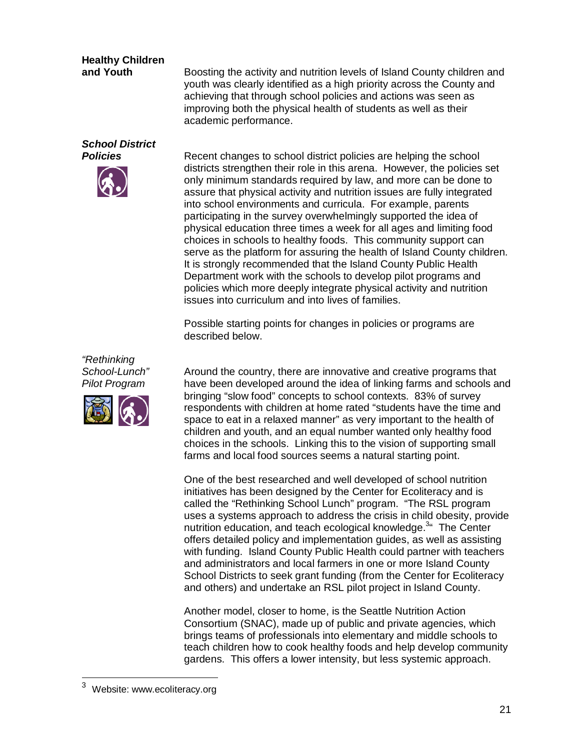## Healthy Children and Youth

Boosting the activity and nutrition levels of Island County children and youth was clearly identified as a high priority across the County and achieving that through school policies and actions was seen as improving both the physical health of students as well as their academic performance.

### *School District Policies*

Recent changes to school district policies are helping the school districts strengthen their role in this arena. However, the policies set only minimum standards required by law, and more can be done to assure that physical activity and nutrition issues are fully integrated into school environments and curricula. For example, parents participating in the survey overwhelmingly supported the idea of physical education three times a week for all ages and limiting food choices in schools to healthy foods. This community support can serve as the platform for assuring the health of Island County children. It is strongly recommended that the Island County Public Health Department work with the schools to develop pilot programs and policies which more deeply integrate physical activity and nutrition issues into curriculum and into lives of families.

Possible starting points for changes in policies or programs are described below.

### *"Rethinking School-Lunch" Pilot Program*

Around the country, there are innovative and creative programs that have been developed around the idea of linking farms and schools and bringing "slow food" concepts to school contexts. 83% of survey respondents with children at home rated "students have the time and space to eat in a relaxed manner" as very important to the health of children and youth, and an equal number wanted only healthy food choices in the schools. Linking this to the vision of supporting small farms and local food sources seems a natural starting point.

One of the best researched and well developed of school nutrition initiatives has been designed by the Center for Ecoliteracy and is called the "Rethinking School Lunch" program. "The RSL program uses a systems approach to address the crisis in child obesity, provide nutrition education, and teach ecological knowledge.[3]" The Center offers detailed policy and implementation guides, as well as assisting with funding. Island County Public Health could partner with teachers and administrators and local farmers in one or more Island County School Districts to seek grant funding (from the Center for Ecoliteracy and others) and undertake an RSL pilot project in Island County.

Another model, closer to home, is the Seattle Nutrition Action Consortium (SNAC), made up of public and private agencies, which brings teams of professionals into elementary and middle schools to teach children how to cook healthy foods and help develop community gardens. This offers a lower intensity, but less systemic approach.

---

[3] Website: www.ecoliteracy.org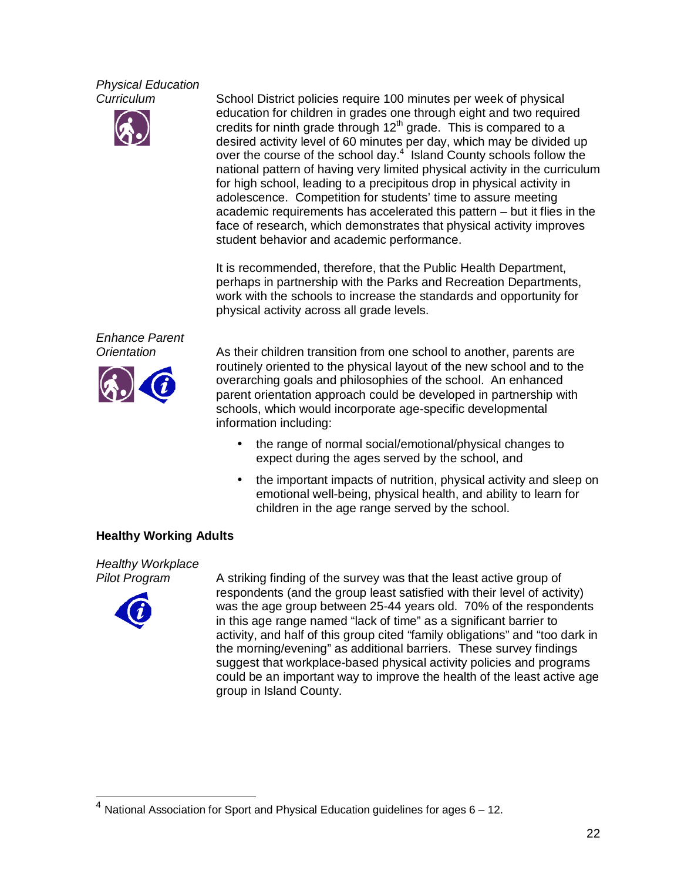*Physical Education Curriculum*

School District policies require 100 minutes per week of physical education for children in grades one through eight and two required credits for ninth grade through 12th grade. This is compared to a desired activity level of 60 minutes per day, which may be divided up over the course of the school day.[4] Island County schools follow the national pattern of having very limited physical activity in the curriculum for high school, leading to a precipitous drop in physical activity in adolescence. Competition for students' time to assure meeting academic requirements has accelerated this pattern – but it flies in the face of research, which demonstrates that physical activity improves student behavior and academic performance.

It is recommended, therefore, that the Public Health Department, perhaps in partnership with the Parks and Recreation Departments, work with the schools to increase the standards and opportunity for physical activity across all grade levels.

*Enhance Parent Orientation*

As their children transition from one school to another, parents are routinely oriented to the physical layout of the new school and to the overarching goals and philosophies of the school. An enhanced parent orientation approach could be developed in partnership with schools, which would incorporate age-specific developmental information including:

- the range of normal social/emotional/physical changes to expect during the ages served by the school, and
- the important impacts of nutrition, physical activity and sleep on emotional well-being, physical health, and ability to learn for children in the age range served by the school.

**Healthy Working Adults**

*Healthy Workplace Pilot Program*

A striking finding of the survey was that the least active group of respondents (and the group least satisfied with their level of activity) was the age group between 25-44 years old. 70% of the respondents in this age range named "lack of time" as a significant barrier to activity, and half of this group cited "family obligations" and "too dark in the morning/evening" as additional barriers. These survey findings suggest that workplace-based physical activity policies and programs could be an important way to improve the health of the least active age group in Island County.

---

[4] National Association for Sport and Physical Education guidelines for ages 6 – 12.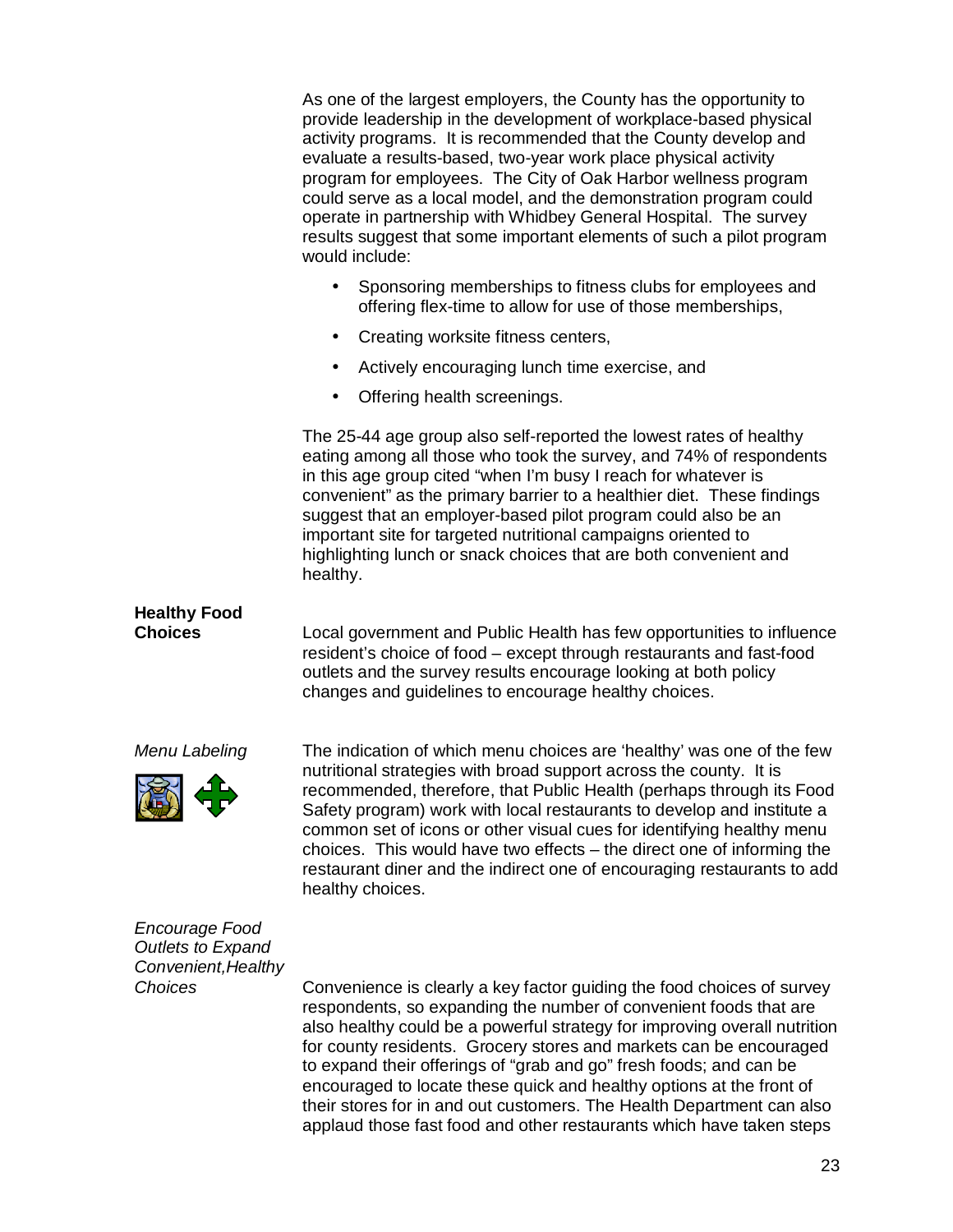As one of the largest employers, the County has the opportunity to provide leadership in the development of workplace-based physical activity programs. It is recommended that the County develop and evaluate a results-based, two-year work place physical activity program for employees. The City of Oak Harbor wellness program could serve as a local model, and the demonstration program could operate in partnership with Whidbey General Hospital. The survey results suggest that some important elements of such a pilot program would include:

- Sponsoring memberships to fitness clubs for employees and offering flex-time to allow for use of those memberships,
- Creating worksite fitness centers,
- Actively encouraging lunch time exercise, and
- Offering health screenings.

The 25-44 age group also self-reported the lowest rates of healthy eating among all those who took the survey, and 74% of respondents in this age group cited "when I'm busy I reach for whatever is convenient" as the primary barrier to a healthier diet. These findings suggest that an employer-based pilot program could also be an important site for targeted nutritional campaigns oriented to highlighting lunch or snack choices that are both convenient and healthy.

**Healthy Food Choices**

Local government and Public Health has few opportunities to influence resident's choice of food – except through restaurants and fast-food outlets and the survey results encourage looking at both policy changes and guidelines to encourage healthy choices.

*Menu Labeling*

The indication of which menu choices are 'healthy' was one of the few nutritional strategies with broad support across the county. It is recommended, therefore, that Public Health (perhaps through its Food Safety program) work with local restaurants to develop and institute a common set of icons or other visual cues for identifying healthy menu choices. This would have two effects – the direct one of informing the restaurant diner and the indirect one of encouraging restaurants to add healthy choices.

*Encourage Food Outlets to Expand Convenient,Healthy Choices*

Convenience is clearly a key factor guiding the food choices of survey respondents, so expanding the number of convenient foods that are also healthy could be a powerful strategy for improving overall nutrition for county residents. Grocery stores and markets can be encouraged to expand their offerings of "grab and go" fresh foods; and can be encouraged to locate these quick and healthy options at the front of their stores for in and out customers. The Health Department can also applaud those fast food and other restaurants which have taken steps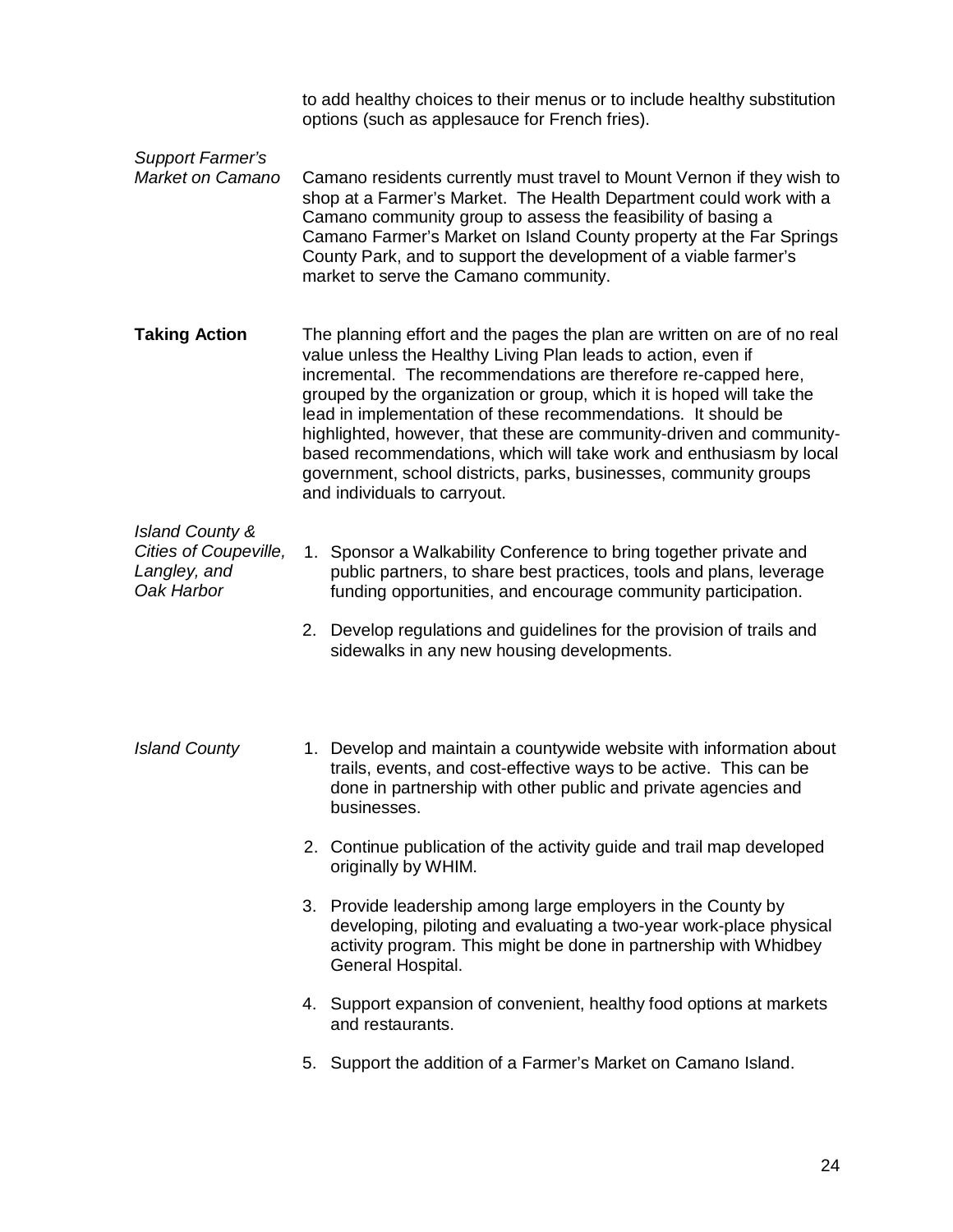to add healthy choices to their menus or to include healthy substitution options (such as applesauce for French fries).

*Support Farmer's Market on Camano*

Camano residents currently must travel to Mount Vernon if they wish to shop at a Farmer's Market. The Health Department could work with a Camano community group to assess the feasibility of basing a Camano Farmer's Market on Island County property at the Far Springs County Park, and to support the development of a viable farmer's market to serve the Camano community.

**Taking Action**

The planning effort and the pages the plan are written on are of no real value unless the Healthy Living Plan leads to action, even if incremental. The recommendations are therefore re-capped here, grouped by the organization or group, which it is hoped will take the lead in implementation of these recommendations. It should be highlighted, however, that these are community-driven and community-based recommendations, which will take work and enthusiasm by local government, school districts, parks, businesses, community groups and individuals to carryout.

*Island County & Cities of Coupeville, Langley, and Oak Harbor*

1. Sponsor a Walkability Conference to bring together private and public partners, to share best practices, tools and plans, leverage funding opportunities, and encourage community participation.
2. Develop regulations and guidelines for the provision of trails and sidewalks in any new housing developments.

*Island County*

1. Develop and maintain a countywide website with information about trails, events, and cost-effective ways to be active. This can be done in partnership with other public and private agencies and businesses.
2. Continue publication of the activity guide and trail map developed originally by WHIM.
3. Provide leadership among large employers in the County by developing, piloting and evaluating a two-year work-place physical activity program. This might be done in partnership with Whidbey General Hospital.
4. Support expansion of convenient, healthy food options at markets and restaurants.
5. Support the addition of a Farmer's Market on Camano Island.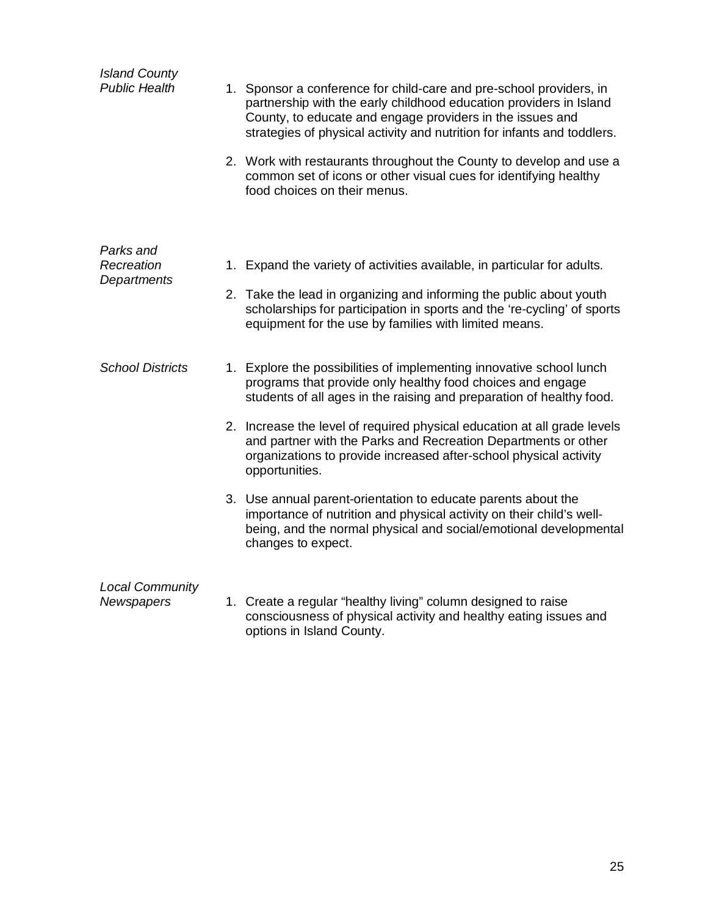*Island County Public Health*

1. Sponsor a conference for child-care and pre-school providers, in partnership with the early childhood education providers in Island County, to educate and engage providers in the issues and strategies of physical activity and nutrition for infants and toddlers.

2. Work with restaurants throughout the County to develop and use a common set of icons or other visual cues for identifying healthy food choices on their menus.

*Parks and Recreation Departments*

1. Expand the variety of activities available, in particular for adults.

2. Take the lead in organizing and informing the public about youth scholarships for participation in sports and the 're-cycling' of sports equipment for the use by families with limited means.

*School Districts*

1. Explore the possibilities of implementing innovative school lunch programs that provide only healthy food choices and engage students of all ages in the raising and preparation of healthy food.

2. Increase the level of required physical education at all grade levels and partner with the Parks and Recreation Departments or other organizations to provide increased after-school physical activity opportunities.

3. Use annual parent-orientation to educate parents about the importance of nutrition and physical activity on their child's well-being, and the normal physical and social/emotional developmental changes to expect.

*Local Community Newspapers*

1. Create a regular "healthy living" column designed to raise consciousness of physical activity and healthy eating issues and options in Island County.